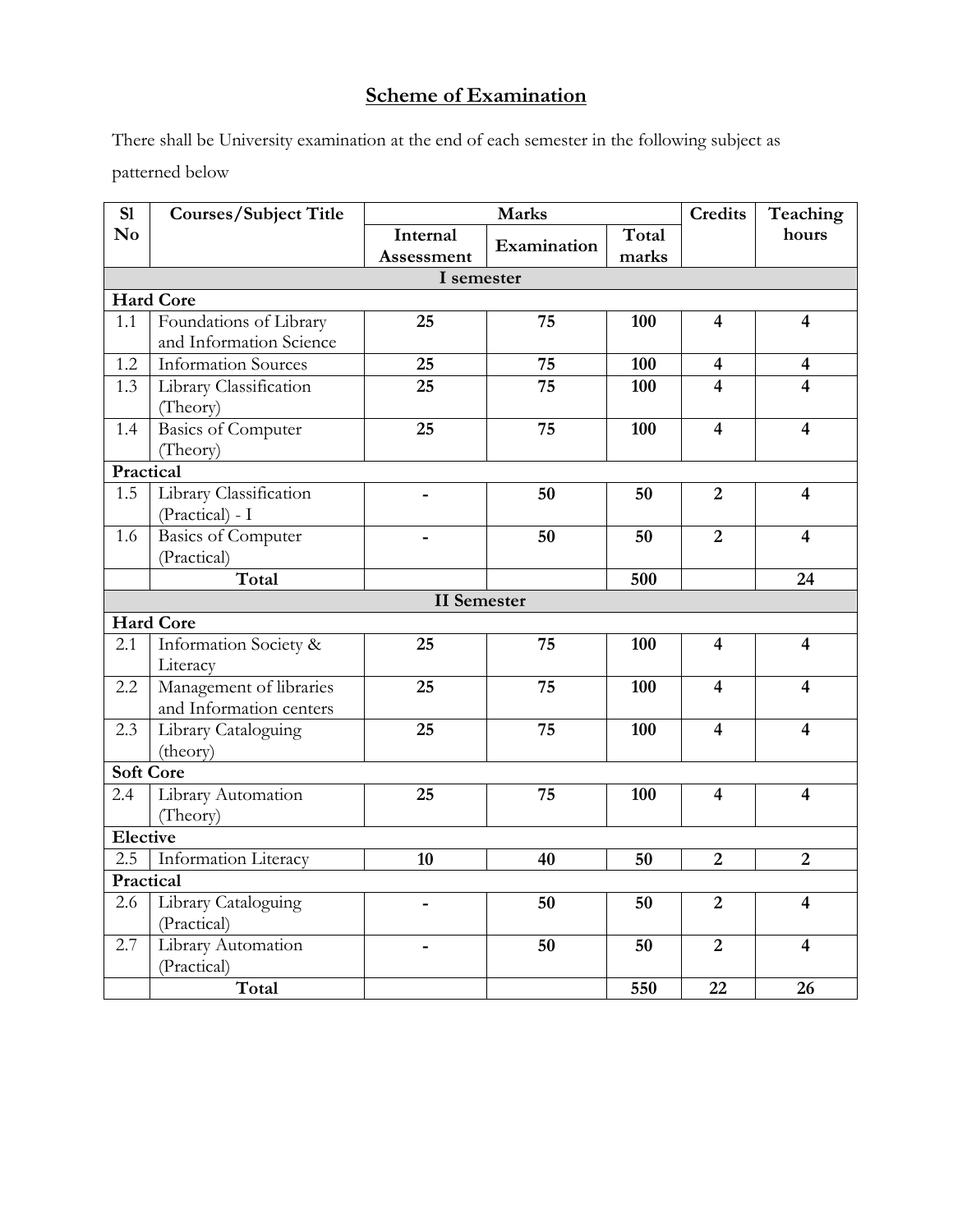# Scheme of Examination

There shall be University examination at the end of each semester in the following subject as patterned below

| Sl No | Courses/Subject Title | Marks | | | Credits | Teaching hours |
|---|---|---|---|---|---|---|
| | | Internal Assessment | Examination | Total marks | | |
| **I semester** | | | | | | |
| **Hard Core** | | | | | | |
| 1.1 | Foundations of Library and Information Science | **25** | **75** | **100** | **4** | **4** |
| 1.2 | Information Sources | **25** | **75** | **100** | **4** | **4** |
| 1.3 | Library Classification (Theory) | **25** | **75** | **100** | **4** | **4** |
| 1.4 | Basics of Computer (Theory) | **25** | **75** | **100** | **4** | **4** |
| **Practical** | | | | | | |
| 1.5 | Library Classification (Practical) - I | **-** | **50** | **50** | **2** | **4** |
| 1.6 | Basics of Computer (Practical) | **-** | **50** | **50** | **2** | **4** |
| | **Total** | | | **500** | | **24** |
| **II Semester** | | | | | | |
| **Hard Core** | | | | | | |
| 2.1 | Information Society & Literacy | **25** | **75** | **100** | **4** | **4** |
| 2.2 | Management of libraries and Information centers | **25** | **75** | **100** | **4** | **4** |
| 2.3 | Library Cataloguing (theory) | **25** | **75** | **100** | **4** | **4** |
| **Soft Core** | | | | | | |
| 2.4 | Library Automation (Theory) | **25** | **75** | **100** | **4** | **4** |
| **Elective** | | | | | | |
| 2.5 | Information Literacy | **10** | **40** | **50** | **2** | **2** |
| **Practical** | | | | | | |
| 2.6 | Library Cataloguing (Practical) | **-** | **50** | **50** | **2** | **4** |
| 2.7 | Library Automation (Practical) | **-** | **50** | **50** | **2** | **4** |
| | **Total** | | | **550** | **22** | **26** |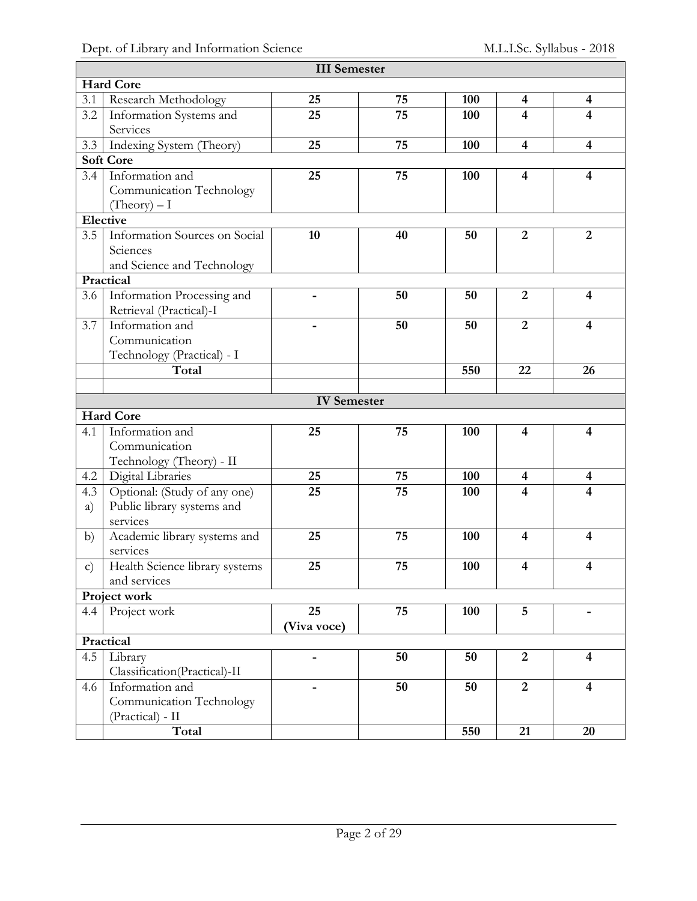| | | | | | | |
|---|---|---|---|---|---|---|
| **III Semester** | | | | | | |
| **Hard Core** | | | | | | |
| 3.1 | Research Methodology | **25** | **75** | **100** | **4** | **4** |
| 3.2 | Information Systems and Services | **25** | **75** | **100** | **4** | **4** |
| 3.3 | Indexing System (Theory) | **25** | **75** | **100** | **4** | **4** |
| **Soft Core** | | | | | | |
| 3.4 | Information and Communication Technology (Theory) – I | **25** | **75** | **100** | **4** | **4** |
| **Elective** | | | | | | |
| 3.5 | Information Sources on Social Sciences and Science and Technology | **10** | **40** | **50** | **2** | **2** |
| **Practical** | | | | | | |
| 3.6 | Information Processing and Retrieval (Practical)-I | **-** | **50** | **50** | **2** | **4** |
| 3.7 | Information and Communication Technology (Practical) - I | **-** | **50** | **50** | **2** | **4** |
| | **Total** | | | **550** | **22** | **26** |
| | | | | | | |
| **IV Semester** | | | | | | |
| **Hard Core** | | | | | | |
| 4.1 | Information and Communication Technology (Theory) - II | **25** | **75** | **100** | **4** | **4** |
| 4.2 | Digital Libraries | **25** | **75** | **100** | **4** | **4** |
| 4.3 a) | Optional: (Study of any one) Public library systems and services | **25** | **75** | **100** | **4** | **4** |
| b) | Academic library systems and services | **25** | **75** | **100** | **4** | **4** |
| c) | Health Science library systems and services | **25** | **75** | **100** | **4** | **4** |
| **Project work** | | | | | | |
| 4.4 | Project work | **25 (Viva voce)** | **75** | **100** | **5** | **-** |
| **Practical** | | | | | | |
| 4.5 | Library Classification(Practical)-II | **-** | **50** | **50** | **2** | **4** |
| 4.6 | Information and Communication Technology (Practical) - II | **-** | **50** | **50** | **2** | **4** |
| | **Total** | | | **550** | **21** | **20** |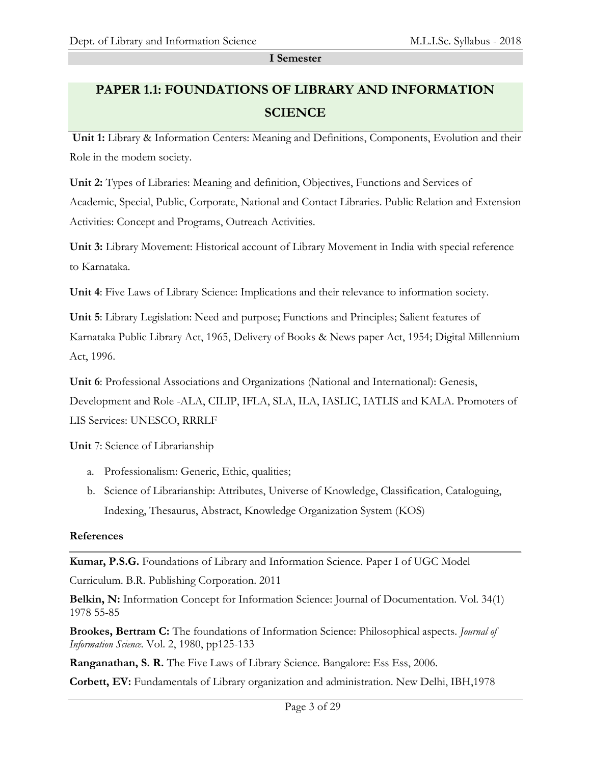**I Semester**

# PAPER 1.1: FOUNDATIONS OF LIBRARY AND INFORMATION SCIENCE

**Unit 1:** Library & Information Centers: Meaning and Definitions, Components, Evolution and their Role in the modem society.

**Unit 2:** Types of Libraries: Meaning and definition, Objectives, Functions and Services of Academic, Special, Public, Corporate, National and Contact Libraries. Public Relation and Extension Activities: Concept and Programs, Outreach Activities.

**Unit 3:** Library Movement: Historical account of Library Movement in India with special reference to Karnataka.

**Unit 4**: Five Laws of Library Science: Implications and their relevance to information society.

**Unit 5**: Library Legislation: Need and purpose; Functions and Principles; Salient features of Karnataka Public Library Act, 1965, Delivery of Books & News paper Act, 1954; Digital Millennium Act, 1996.

**Unit 6**: Professional Associations and Organizations (National and International): Genesis, Development and Role -ALA, CILIP, IFLA, SLA, ILA, IASLIC, IATLIS and KALA. Promoters of LIS Services: UNESCO, RRRLF

**Unit** 7: Science of Librarianship

a. Professionalism: Generic, Ethic, qualities;
b. Science of Librarianship: Attributes, Universe of Knowledge, Classification, Cataloguing, Indexing, Thesaurus, Abstract, Knowledge Organization System (KOS)

**References**

**Kumar, P.S.G.** Foundations of Library and Information Science. Paper I of UGC Model Curriculum. B.R. Publishing Corporation. 2011

**Belkin, N:** Information Concept for Information Science: Journal of Documentation. Vol. 34(1) 1978 55-85

**Brookes, Bertram C:** The foundations of Information Science: Philosophical aspects. *Journal of Information Science.* Vol. 2, 1980, pp125-133

**Ranganathan, S. R.** The Five Laws of Library Science. Bangalore: Ess Ess, 2006.

**Corbett, EV:** Fundamentals of Library organization and administration. New Delhi, IBH,1978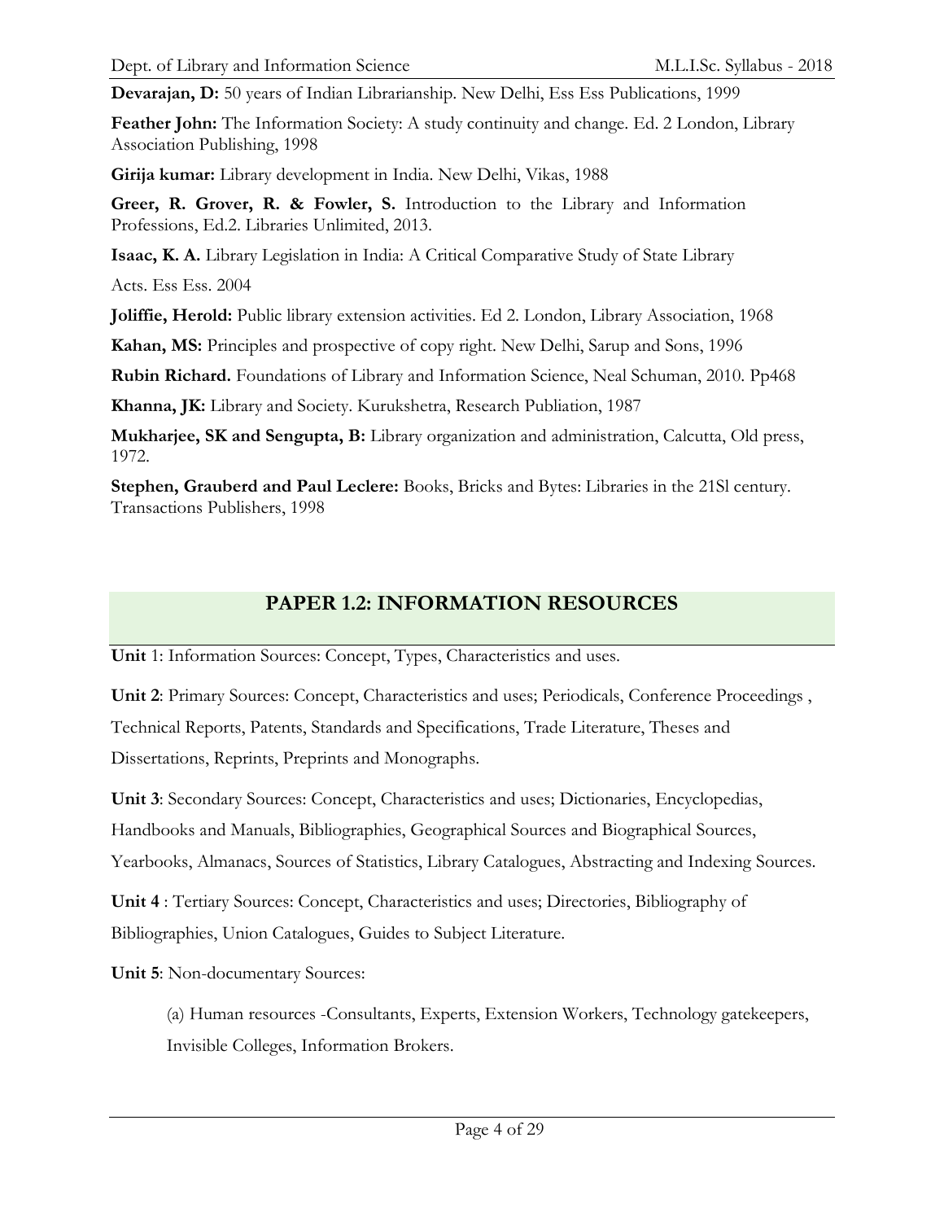**Devarajan, D:** 50 years of Indian Librarianship. New Delhi, Ess Ess Publications, 1999

**Feather John:** The Information Society: A study continuity and change. Ed. 2 London, Library Association Publishing, 1998

**Girija kumar:** Library development in India. New Delhi, Vikas, 1988

**Greer, R. Grover, R. & Fowler, S.** Introduction to the Library and Information Professions, Ed.2. Libraries Unlimited, 2013.

**Isaac, K. A.** Library Legislation in India: A Critical Comparative Study of State Library Acts. Ess Ess. 2004

**Joliffie, Herold:** Public library extension activities. Ed 2. London, Library Association, 1968

**Kahan, MS:** Principles and prospective of copy right. New Delhi, Sarup and Sons, 1996

**Rubin Richard.** Foundations of Library and Information Science, Neal Schuman, 2010. Pp468

**Khanna, JK:** Library and Society. Kurukshetra, Research Publiation, 1987

**Mukharjee, SK and Sengupta, B:** Library organization and administration, Calcutta, Old press, 1972.

**Stephen, Grauberd and Paul Leclere:** Books, Bricks and Bytes: Libraries in the 21Sl century. Transactions Publishers, 1998

## PAPER 1.2: INFORMATION RESOURCES

**Unit** 1: Information Sources: Concept, Types, Characteristics and uses.

**Unit 2**: Primary Sources: Concept, Characteristics and uses; Periodicals, Conference Proceedings , Technical Reports, Patents, Standards and Specifications, Trade Literature, Theses and Dissertations, Reprints, Preprints and Monographs.

**Unit 3**: Secondary Sources: Concept, Characteristics and uses; Dictionaries, Encyclopedias, Handbooks and Manuals, Bibliographies, Geographical Sources and Biographical Sources, Yearbooks, Almanacs, Sources of Statistics, Library Catalogues, Abstracting and Indexing Sources.

**Unit 4** : Tertiary Sources: Concept, Characteristics and uses; Directories, Bibliography of Bibliographies, Union Catalogues, Guides to Subject Literature.

**Unit 5**: Non-documentary Sources:

(a) Human resources -Consultants, Experts, Extension Workers, Technology gatekeepers, Invisible Colleges, Information Brokers.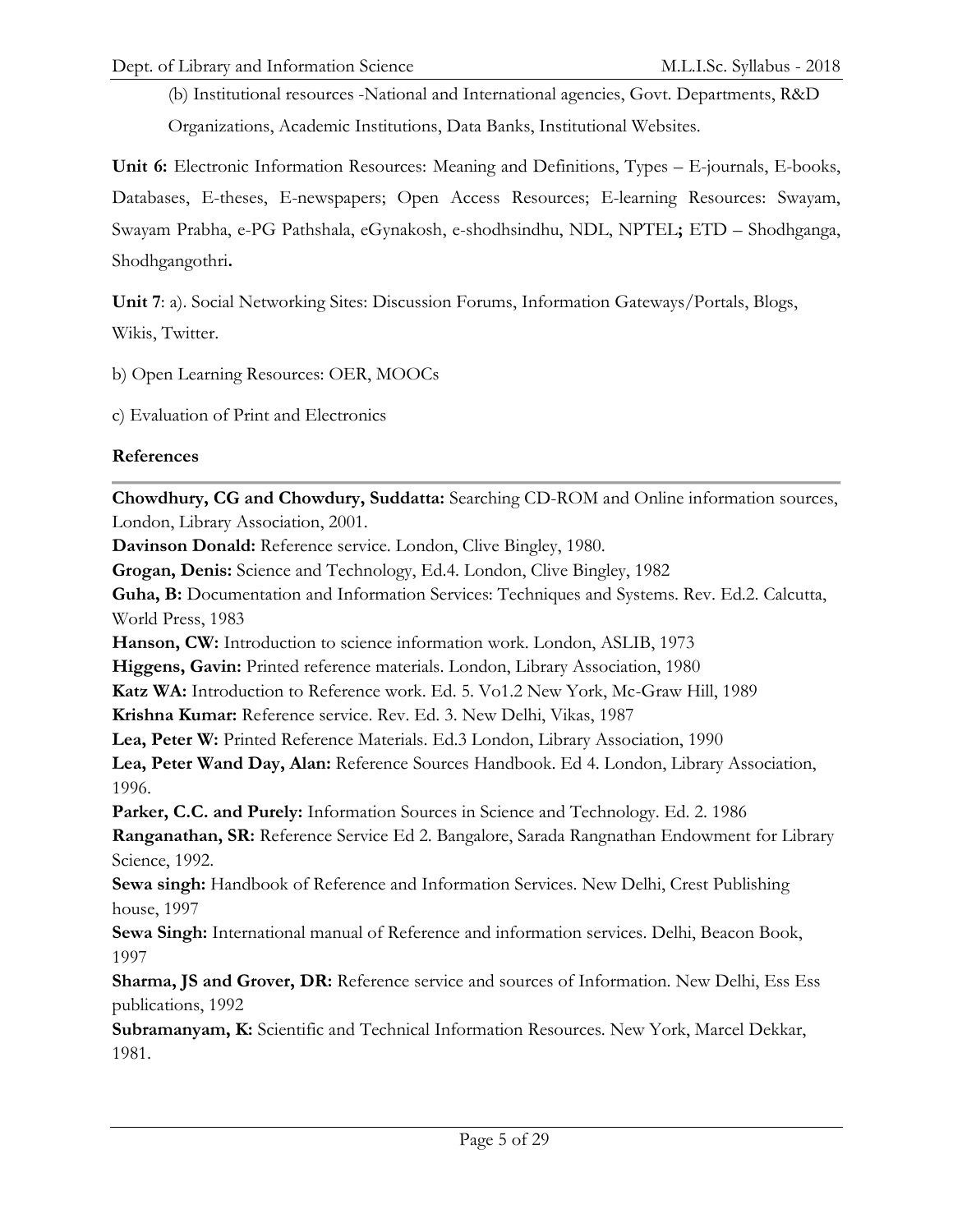(b) Institutional resources -National and International agencies, Govt. Departments, R&D Organizations, Academic Institutions, Data Banks, Institutional Websites.

**Unit 6:** Electronic Information Resources: Meaning and Definitions, Types – E-journals, E-books, Databases, E-theses, E-newspapers; Open Access Resources; E-learning Resources: Swayam, Swayam Prabha, e-PG Pathshala, eGynakosh, e-shodhsindhu, NDL, NPTEL**;** ETD – Shodhganga, Shodhgangothri**.**

**Unit 7**: a). Social Networking Sites: Discussion Forums, Information Gateways/Portals, Blogs, Wikis, Twitter.

b) Open Learning Resources: OER, MOOCs

c) Evaluation of Print and Electronics

### References

**Chowdhury, CG and Chowdury, Suddatta:** Searching CD-ROM and Online information sources, London, Library Association, 2001.

**Davinson Donald:** Reference service. London, Clive Bingley, 1980.

**Grogan, Denis:** Science and Technology, Ed.4. London, Clive Bingley, 1982

**Guha, B:** Documentation and Information Services: Techniques and Systems. Rev. Ed.2. Calcutta, World Press, 1983

**Hanson, CW:** Introduction to science information work. London, ASLIB, 1973

**Higgens, Gavin:** Printed reference materials. London, Library Association, 1980

**Katz WA:** Introduction to Reference work. Ed. 5. Vo1.2 New York, Mc-Graw Hill, 1989

**Krishna Kumar:** Reference service. Rev. Ed. 3. New Delhi, Vikas, 1987

**Lea, Peter W:** Printed Reference Materials. Ed.3 London, Library Association, 1990

**Lea, Peter Wand Day, Alan:** Reference Sources Handbook. Ed 4. London, Library Association, 1996.

**Parker, C.C. and Purely:** Information Sources in Science and Technology. Ed. 2. 1986

**Ranganathan, SR:** Reference Service Ed 2. Bangalore, Sarada Rangnathan Endowment for Library Science, 1992.

**Sewa singh:** Handbook of Reference and Information Services. New Delhi, Crest Publishing house, 1997

**Sewa Singh:** International manual of Reference and information services. Delhi, Beacon Book, 1997

**Sharma, JS and Grover, DR:** Reference service and sources of Information. New Delhi, Ess Ess publications, 1992

**Subramanyam, K:** Scientific and Technical Information Resources. New York, Marcel Dekkar, 1981.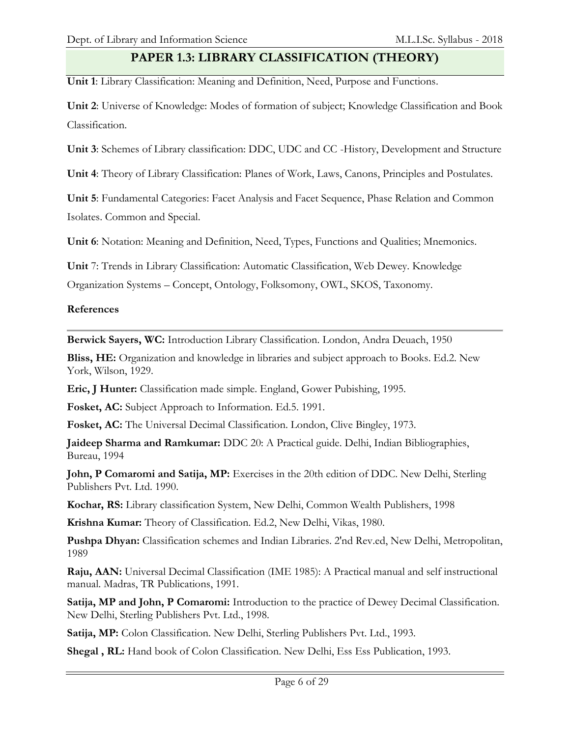## PAPER 1.3: LIBRARY CLASSIFICATION (THEORY)

**Unit 1**: Library Classification: Meaning and Definition, Need, Purpose and Functions.

**Unit 2**: Universe of Knowledge: Modes of formation of subject; Knowledge Classification and Book Classification.

**Unit 3**: Schemes of Library classification: DDC, UDC and CC -History, Development and Structure

**Unit 4**: Theory of Library Classification: Planes of Work, Laws, Canons, Principles and Postulates.

**Unit 5**: Fundamental Categories: Facet Analysis and Facet Sequence, Phase Relation and Common Isolates. Common and Special.

**Unit 6**: Notation: Meaning and Definition, Need, Types, Functions and Qualities; Mnemonics.

**Unit** 7: Trends in Library Classification: Automatic Classification, Web Dewey. Knowledge Organization Systems – Concept, Ontology, Folksomony, OWL, SKOS, Taxonomy.

**References**

**Berwick Sayers, WC:** Introduction Library Classification. London, Andra Deuach, 1950

**Bliss, HE:** Organization and knowledge in libraries and subject approach to Books. Ed.2. New York, Wilson, 1929.

**Eric, J Hunter:** Classification made simple. England, Gower Pubishing, 1995.

**Fosket, AC:** Subject Approach to Information. Ed.5. 1991.

**Fosket, AC:** The Universal Decimal Classification. London, Clive Bingley, 1973.

**Jaideep Sharma and Ramkumar:** DDC 20: A Practical guide. Delhi, Indian Bibliographies, Bureau, 1994

**John, P Comaromi and Satija, MP:** Exercises in the 20th edition of DDC. New Delhi, Sterling Publishers Pvt. Ltd. 1990.

**Kochar, RS:** Library classification System, New Delhi, Common Wealth Publishers, 1998

**Krishna Kumar:** Theory of Classification. Ed.2, New Delhi, Vikas, 1980.

**Pushpa Dhyan:** Classification schemes and Indian Libraries. 2'nd Rev.ed, New Delhi, Metropolitan, 1989

**Raju, AAN:** Universal Decimal Classification (IME 1985): A Practical manual and self instructional manual. Madras, TR Publications, 1991.

**Satija, MP and John, P Comaromi:** Introduction to the practice of Dewey Decimal Classification. New Delhi, Sterling Publishers Pvt. Ltd., 1998.

**Satija, MP:** Colon Classification. New Delhi, Sterling Publishers Pvt. Ltd., 1993.

**Shegal , RL:** Hand book of Colon Classification. New Delhi, Ess Ess Publication, 1993.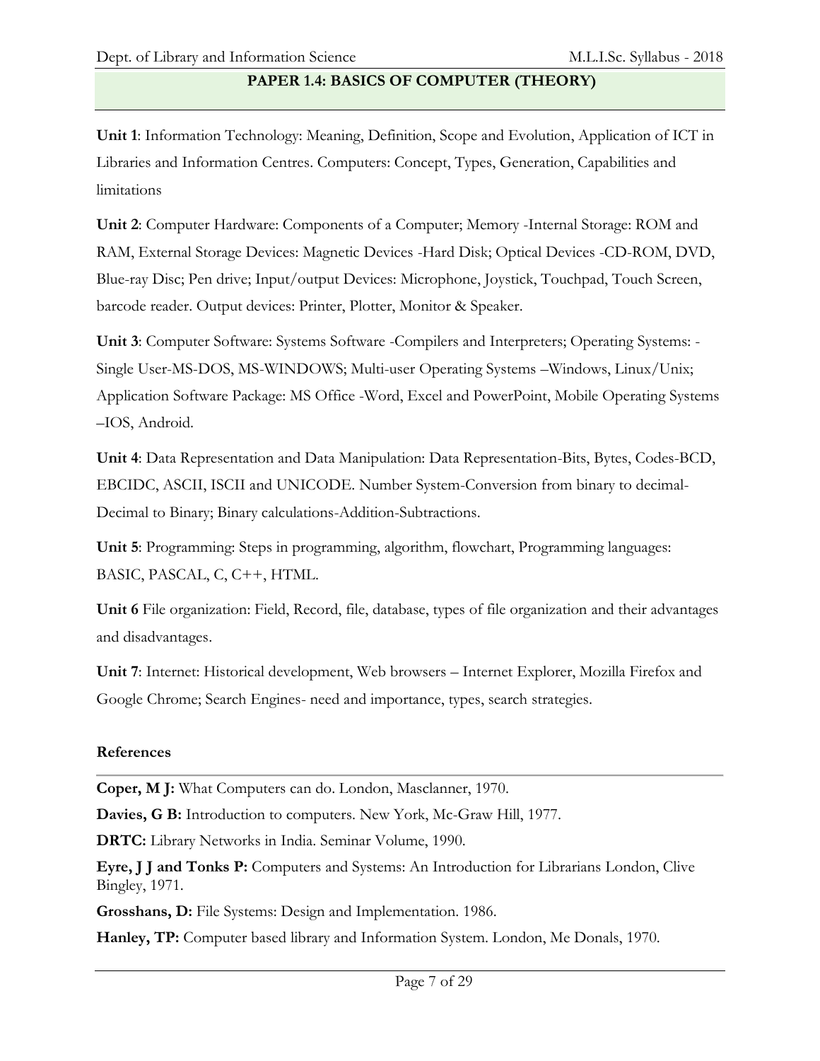## PAPER 1.4: BASICS OF COMPUTER (THEORY)

**Unit 1**: Information Technology: Meaning, Definition, Scope and Evolution, Application of ICT in Libraries and Information Centres. Computers: Concept, Types, Generation, Capabilities and limitations

**Unit 2**: Computer Hardware: Components of a Computer; Memory -Internal Storage: ROM and RAM, External Storage Devices: Magnetic Devices -Hard Disk; Optical Devices -CD-ROM, DVD, Blue-ray Disc; Pen drive; Input/output Devices: Microphone, Joystick, Touchpad, Touch Screen, barcode reader. Output devices: Printer, Plotter, Monitor & Speaker.

**Unit 3**: Computer Software: Systems Software -Compilers and Interpreters; Operating Systems: -Single User-MS-DOS, MS-WINDOWS; Multi-user Operating Systems –Windows, Linux/Unix; Application Software Package: MS Office -Word, Excel and PowerPoint, Mobile Operating Systems –IOS, Android.

**Unit 4**: Data Representation and Data Manipulation: Data Representation-Bits, Bytes, Codes-BCD, EBCIDC, ASCII, ISCII and UNICODE. Number System-Conversion from binary to decimal-Decimal to Binary; Binary calculations-Addition-Subtractions.

**Unit 5**: Programming: Steps in programming, algorithm, flowchart, Programming languages: BASIC, PASCAL, C, C++, HTML.

**Unit 6** File organization: Field, Record, file, database, types of file organization and their advantages and disadvantages.

**Unit 7**: Internet: Historical development, Web browsers – Internet Explorer, Mozilla Firefox and Google Chrome; Search Engines- need and importance, types, search strategies.

### References

**Coper, M J:** What Computers can do. London, Masclanner, 1970.

**Davies, G B:** Introduction to computers. New York, Mc-Graw Hill, 1977.

**DRTC:** Library Networks in India. Seminar Volume, 1990.

**Eyre, J J and Tonks P:** Computers and Systems: An Introduction for Librarians London, Clive Bingley, 1971.

**Grosshans, D:** File Systems: Design and Implementation. 1986.

**Hanley, TP:** Computer based library and Information System. London, Me Donals, 1970.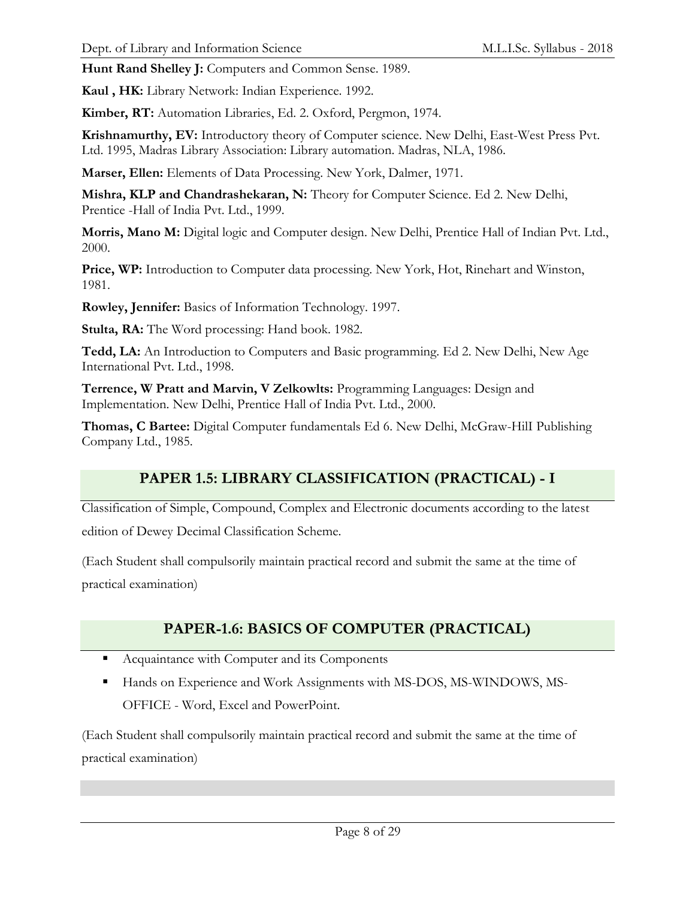**Hunt Rand Shelley J:** Computers and Common Sense. 1989.

**Kaul , HK:** Library Network: Indian Experience. 1992.

**Kimber, RT:** Automation Libraries, Ed. 2. Oxford, Pergmon, 1974.

**Krishnamurthy, EV:** Introductory theory of Computer science. New Delhi, East-West Press Pvt. Ltd. 1995, Madras Library Association: Library automation. Madras, NLA, 1986.

**Marser, Ellen:** Elements of Data Processing. New York, Dalmer, 1971.

**Mishra, KLP and Chandrashekaran, N:** Theory for Computer Science. Ed 2. New Delhi, Prentice -Hall of India Pvt. Ltd., 1999.

**Morris, Mano M:** Digital logic and Computer design. New Delhi, Prentice Hall of Indian Pvt. Ltd., 2000.

**Price, WP:** Introduction to Computer data processing. New York, Hot, Rinehart and Winston, 1981.

**Rowley, Jennifer:** Basics of Information Technology. 1997.

**Stulta, RA:** The Word processing: Hand book. 1982.

**Tedd, LA:** An Introduction to Computers and Basic programming. Ed 2. New Delhi, New Age International Pvt. Ltd., 1998.

**Terrence, W Pratt and Marvin, V Zelkowlts:** Programming Languages: Design and Implementation. New Delhi, Prentice Hall of India Pvt. Ltd., 2000.

**Thomas, C Bartee:** Digital Computer fundamentals Ed 6. New Delhi, McGraw-HilI Publishing Company Ltd., 1985.

## PAPER 1.5: LIBRARY CLASSIFICATION (PRACTICAL) - I

Classification of Simple, Compound, Complex and Electronic documents according to the latest edition of Dewey Decimal Classification Scheme.

(Each Student shall compulsorily maintain practical record and submit the same at the time of practical examination)

## PAPER-1.6: BASICS OF COMPUTER (PRACTICAL)

- Acquaintance with Computer and its Components
- Hands on Experience and Work Assignments with MS-DOS, MS-WINDOWS, MS-OFFICE - Word, Excel and PowerPoint.

(Each Student shall compulsorily maintain practical record and submit the same at the time of practical examination)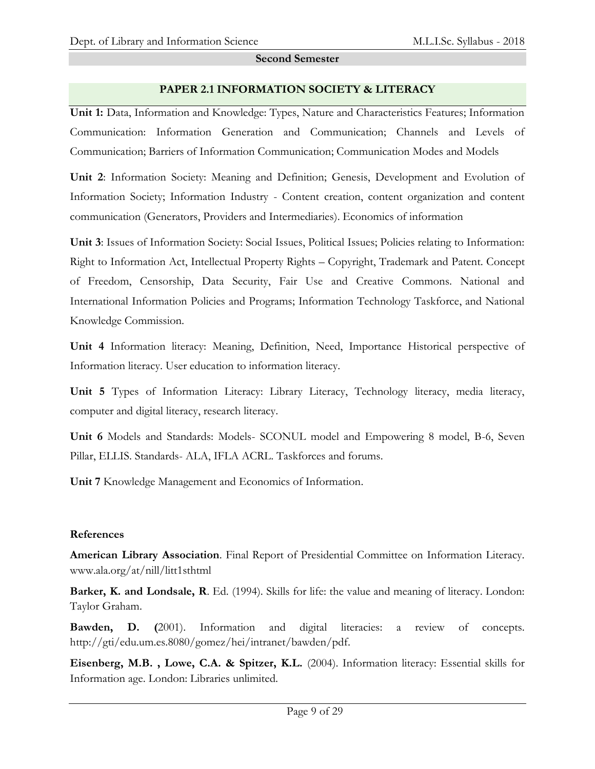## Second Semester

### PAPER 2.1 INFORMATION SOCIETY & LITERACY

**Unit 1:** Data, Information and Knowledge: Types, Nature and Characteristics Features; Information Communication: Information Generation and Communication; Channels and Levels of Communication; Barriers of Information Communication; Communication Modes and Models

**Unit 2**: Information Society: Meaning and Definition; Genesis, Development and Evolution of Information Society; Information Industry - Content creation, content organization and content communication (Generators, Providers and Intermediaries). Economics of information

**Unit 3**: Issues of Information Society: Social Issues, Political Issues; Policies relating to Information: Right to Information Act, Intellectual Property Rights – Copyright, Trademark and Patent. Concept of Freedom, Censorship, Data Security, Fair Use and Creative Commons. National and International Information Policies and Programs; Information Technology Taskforce, and National Knowledge Commission.

**Unit 4** Information literacy: Meaning, Definition, Need, Importance Historical perspective of Information literacy. User education to information literacy.

**Unit 5** Types of Information Literacy: Library Literacy, Technology literacy, media literacy, computer and digital literacy, research literacy.

**Unit 6** Models and Standards: Models- SCONUL model and Empowering 8 model, B-6, Seven Pillar, ELLIS. Standards- ALA, IFLA ACRL. Taskforces and forums.

**Unit 7** Knowledge Management and Economics of Information.

#### References

**American Library Association**. Final Report of Presidential Committee on Information Literacy. www.ala.org/at/nill/litt1sthtml

**Barker, K. and Londsale, R**. Ed. (1994). Skills for life: the value and meaning of literacy. London: Taylor Graham.

**Bawden, D. (**2001). Information and digital literacies: a review of concepts. http://gti/edu.um.es.8080/gomez/hei/intranet/bawden/pdf.

**Eisenberg, M.B. , Lowe, C.A. & Spitzer, K.L.** (2004). Information literacy: Essential skills for Information age. London: Libraries unlimited.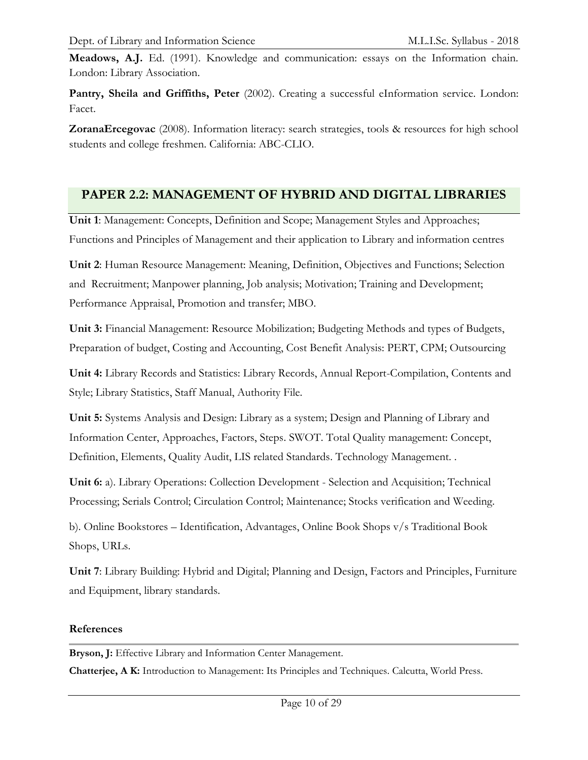**Meadows, A.J.** Ed. (1991). Knowledge and communication: essays on the Information chain. London: Library Association.

**Pantry, Sheila and Griffiths, Peter** (2002). Creating a successful eInformation service. London: Facet.

**ZoranaErcegovac** (2008). Information literacy: search strategies, tools & resources for high school students and college freshmen. California: ABC-CLIO.

## PAPER 2.2: MANAGEMENT OF HYBRID AND DIGITAL LIBRARIES

**Unit 1**: Management: Concepts, Definition and Scope; Management Styles and Approaches; Functions and Principles of Management and their application to Library and information centres

**Unit 2**: Human Resource Management: Meaning, Definition, Objectives and Functions; Selection and Recruitment; Manpower planning, Job analysis; Motivation; Training and Development; Performance Appraisal, Promotion and transfer; MBO.

**Unit 3:** Financial Management: Resource Mobilization; Budgeting Methods and types of Budgets, Preparation of budget, Costing and Accounting, Cost Benefit Analysis: PERT, CPM; Outsourcing

**Unit 4:** Library Records and Statistics: Library Records, Annual Report-Compilation, Contents and Style; Library Statistics, Staff Manual, Authority File.

**Unit 5:** Systems Analysis and Design: Library as a system; Design and Planning of Library and Information Center, Approaches, Factors, Steps. SWOT. Total Quality management: Concept, Definition, Elements, Quality Audit, LIS related Standards. Technology Management. .

**Unit 6:** a). Library Operations: Collection Development - Selection and Acquisition; Technical Processing; Serials Control; Circulation Control; Maintenance; Stocks verification and Weeding.

b). Online Bookstores – Identification, Advantages, Online Book Shops v/s Traditional Book Shops, URLs.

**Unit 7**: Library Building: Hybrid and Digital; Planning and Design, Factors and Principles, Furniture and Equipment, library standards.

### References

**Bryson, J:** Effective Library and Information Center Management.

**Chatterjee, A K:** Introduction to Management: Its Principles and Techniques. Calcutta, World Press.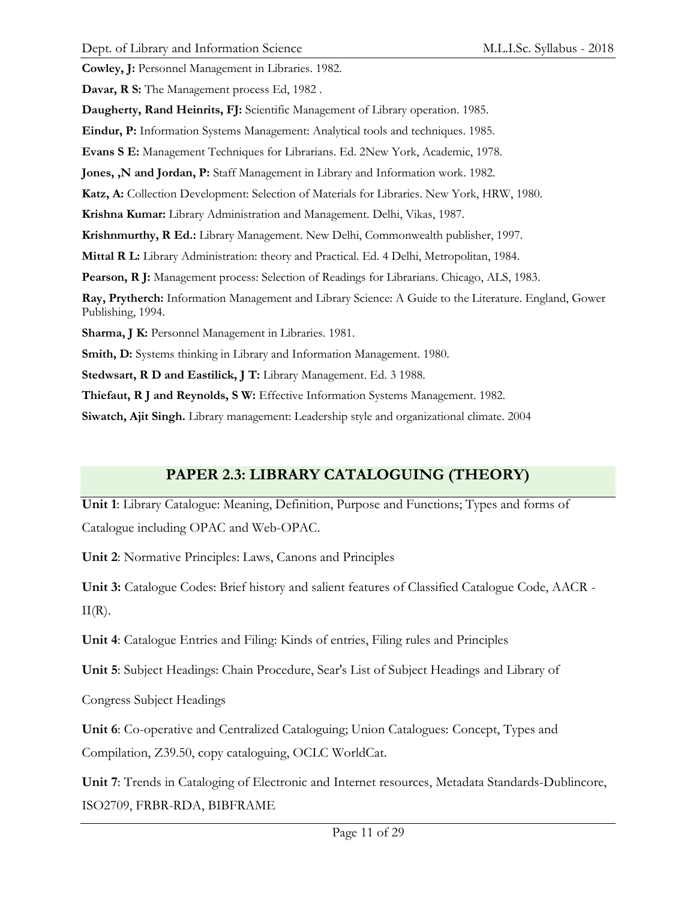**Cowley, J:** Personnel Management in Libraries. 1982.

**Davar, R S:** The Management process Ed, 1982 .

**Daugherty, Rand Heinrits, FJ:** Scientific Management of Library operation. 1985.

**Eindur, P:** Information Systems Management: Analytical tools and techniques. 1985.

**Evans S E:** Management Techniques for Librarians. Ed. 2New York, Academic, 1978.

**Jones, ,N and Jordan, P:** Staff Management in Library and Information work. 1982.

**Katz, A:** Collection Development: Selection of Materials for Libraries. New York, HRW, 1980.

**Krishna Kumar:** Library Administration and Management. Delhi, Vikas, 1987.

**Krishnmurthy, R Ed.:** Library Management. New Delhi, Commonwealth publisher, 1997.

**Mittal R L:** Library Administration: theory and Practical. Ed. 4 Delhi, Metropolitan, 1984.

**Pearson, R J:** Management process: Selection of Readings for Librarians. Chicago, ALS, 1983.

**Ray, Prytherch:** Information Management and Library Science: A Guide to the Literature. England, Gower Publishing, 1994.

**Sharma, J K:** Personnel Management in Libraries. 1981.

**Smith, D:** Systems thinking in Library and Information Management. 1980.

**Stedwsart, R D and Eastilick, J T:** Library Management. Ed. 3 1988.

**Thiefaut, R J and Reynolds, S W:** Effective Information Systems Management. 1982.

**Siwatch, Ajit Singh.** Library management: Leadership style and organizational climate. 2004

## PAPER 2.3: LIBRARY CATALOGUING (THEORY)

**Unit 1**: Library Catalogue: Meaning, Definition, Purpose and Functions; Types and forms of Catalogue including OPAC and Web-OPAC.

**Unit 2**: Normative Principles: Laws, Canons and Principles

**Unit 3:** Catalogue Codes: Brief history and salient features of Classified Catalogue Code, AACR - II(R).

**Unit 4**: Catalogue Entries and Filing: Kinds of entries, Filing rules and Principles

**Unit 5**: Subject Headings: Chain Procedure, Sear's List of Subject Headings and Library of Congress Subject Headings

**Unit 6**: Co-operative and Centralized Cataloguing; Union Catalogues: Concept, Types and Compilation, Z39.50, copy cataloguing, OCLC WorldCat.

**Unit 7**: Trends in Cataloging of Electronic and Internet resources, Metadata Standards-Dublincore, ISO2709, FRBR-RDA, BIBFRAME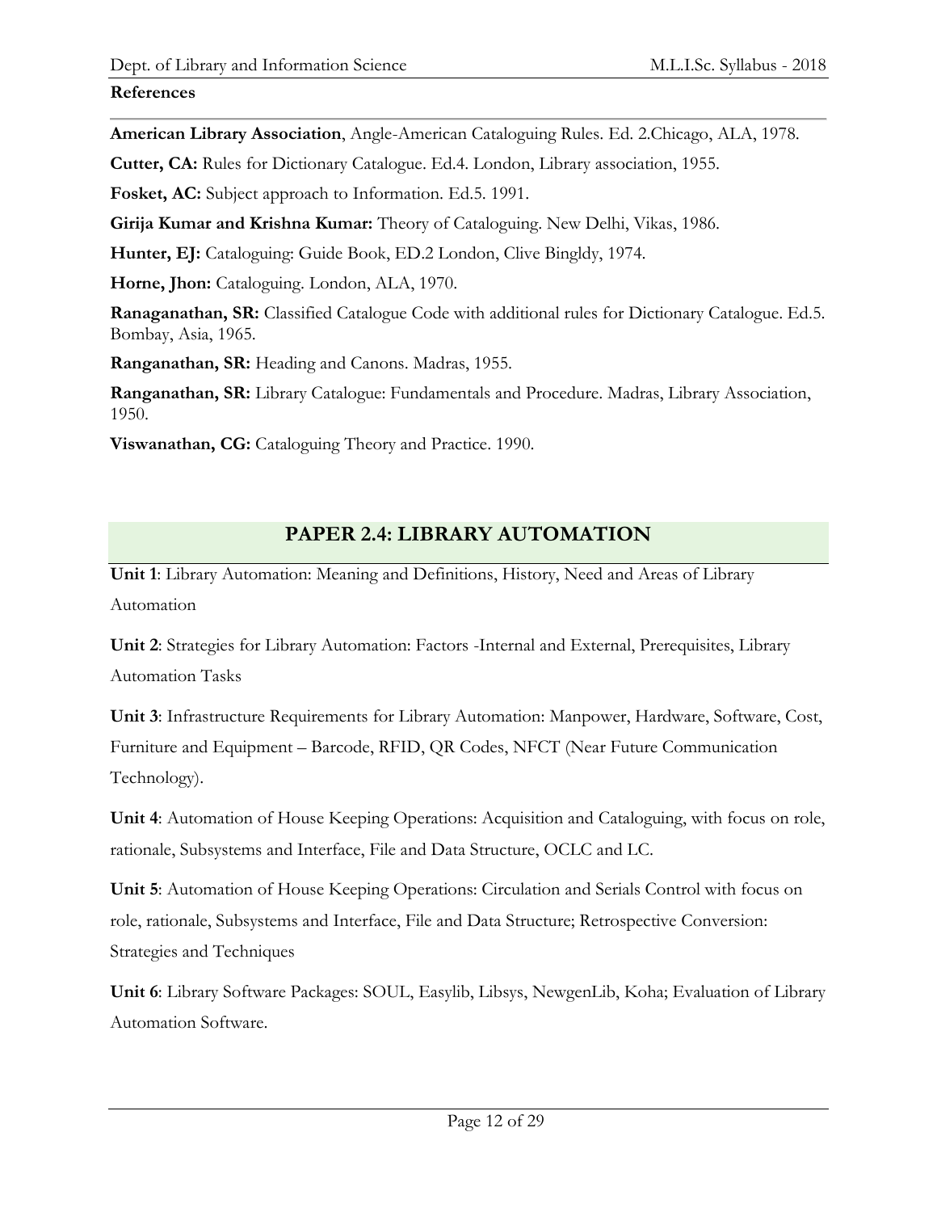**References**

**American Library Association**, Angle-American Cataloguing Rules. Ed. 2.Chicago, ALA, 1978.

**Cutter, CA:** Rules for Dictionary Catalogue. Ed.4. London, Library association, 1955.

**Fosket, AC:** Subject approach to Information. Ed.5. 1991.

**Girija Kumar and Krishna Kumar:** Theory of Cataloguing. New Delhi, Vikas, 1986.

**Hunter, EJ:** Cataloguing: Guide Book, ED.2 London, Clive Bingldy, 1974.

**Horne, Jhon:** Cataloguing. London, ALA, 1970.

**Ranaganathan, SR:** Classified Catalogue Code with additional rules for Dictionary Catalogue. Ed.5. Bombay, Asia, 1965.

**Ranganathan, SR:** Heading and Canons. Madras, 1955.

**Ranganathan, SR:** Library Catalogue: Fundamentals and Procedure. Madras, Library Association, 1950.

**Viswanathan, CG:** Cataloguing Theory and Practice. 1990.

## PAPER 2.4: LIBRARY AUTOMATION

**Unit 1**: Library Automation: Meaning and Definitions, History, Need and Areas of Library Automation

**Unit 2**: Strategies for Library Automation: Factors -Internal and External, Prerequisites, Library Automation Tasks

**Unit 3**: Infrastructure Requirements for Library Automation: Manpower, Hardware, Software, Cost, Furniture and Equipment – Barcode, RFID, QR Codes, NFCT (Near Future Communication Technology).

**Unit 4**: Automation of House Keeping Operations: Acquisition and Cataloguing, with focus on role, rationale, Subsystems and Interface, File and Data Structure, OCLC and LC.

**Unit 5**: Automation of House Keeping Operations: Circulation and Serials Control with focus on role, rationale, Subsystems and Interface, File and Data Structure; Retrospective Conversion: Strategies and Techniques

**Unit 6**: Library Software Packages: SOUL, Easylib, Libsys, NewgenLib, Koha; Evaluation of Library Automation Software.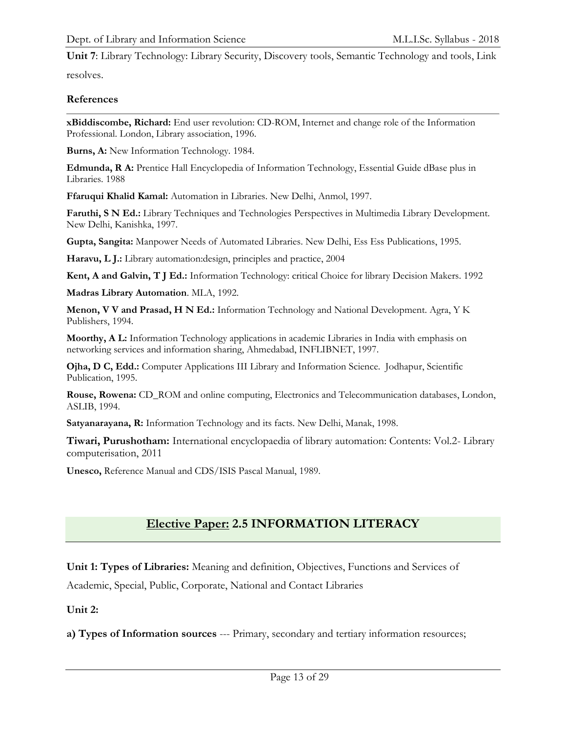**Unit 7**: Library Technology: Library Security, Discovery tools, Semantic Technology and tools, Link resolves.

### References

**xBiddiscombe, Richard:** End user revolution: CD-ROM, Internet and change role of the Information Professional. London, Library association, 1996.

**Burns, A:** New Information Technology. 1984.

**Edmunda, R A:** Prentice Hall Encyclopedia of Information Technology, Essential Guide dBase plus in Libraries. 1988

**Ffaruqui Khalid Kamal:** Automation in Libraries. New Delhi, Anmol, 1997.

**Faruthi, S N Ed.:** Library Techniques and Technologies Perspectives in Multimedia Library Development. New Delhi, Kanishka, 1997.

**Gupta, Sangita:** Manpower Needs of Automated Libraries. New Delhi, Ess Ess Publications, 1995.

**Haravu, L J.:** Library automation:design, principles and practice, 2004

**Kent, A and Galvin, T J Ed.:** Information Technology: critical Choice for library Decision Makers. 1992

**Madras Library Automation**. MLA, 1992.

**Menon, V V and Prasad, H N Ed.:** Information Technology and National Development. Agra, Y K Publishers, 1994.

**Moorthy, A L:** Information Technology applications in academic Libraries in India with emphasis on networking services and information sharing, Ahmedabad, INFLIBNET, 1997.

**Ojha, D C, Edd.:** Computer Applications III Library and Information Science. Jodhapur, Scientific Publication, 1995.

**Rouse, Rowena:** CD_ROM and online computing, Electronics and Telecommunication databases, London, ASLIB, 1994.

**Satyanarayana, R:** Information Technology and its facts. New Delhi, Manak, 1998.

**Tiwari, Purushotham:** International encyclopaedia of library automation: Contents: Vol.2- Library computerisation, 2011

**Unesco,** Reference Manual and CDS/ISIS Pascal Manual, 1989.

## Elective Paper: 2.5 INFORMATION LITERACY

**Unit 1: Types of Libraries:** Meaning and definition, Objectives, Functions and Services of Academic, Special, Public, Corporate, National and Contact Libraries

**Unit 2:**

**a) Types of Information sources** --- Primary, secondary and tertiary information resources;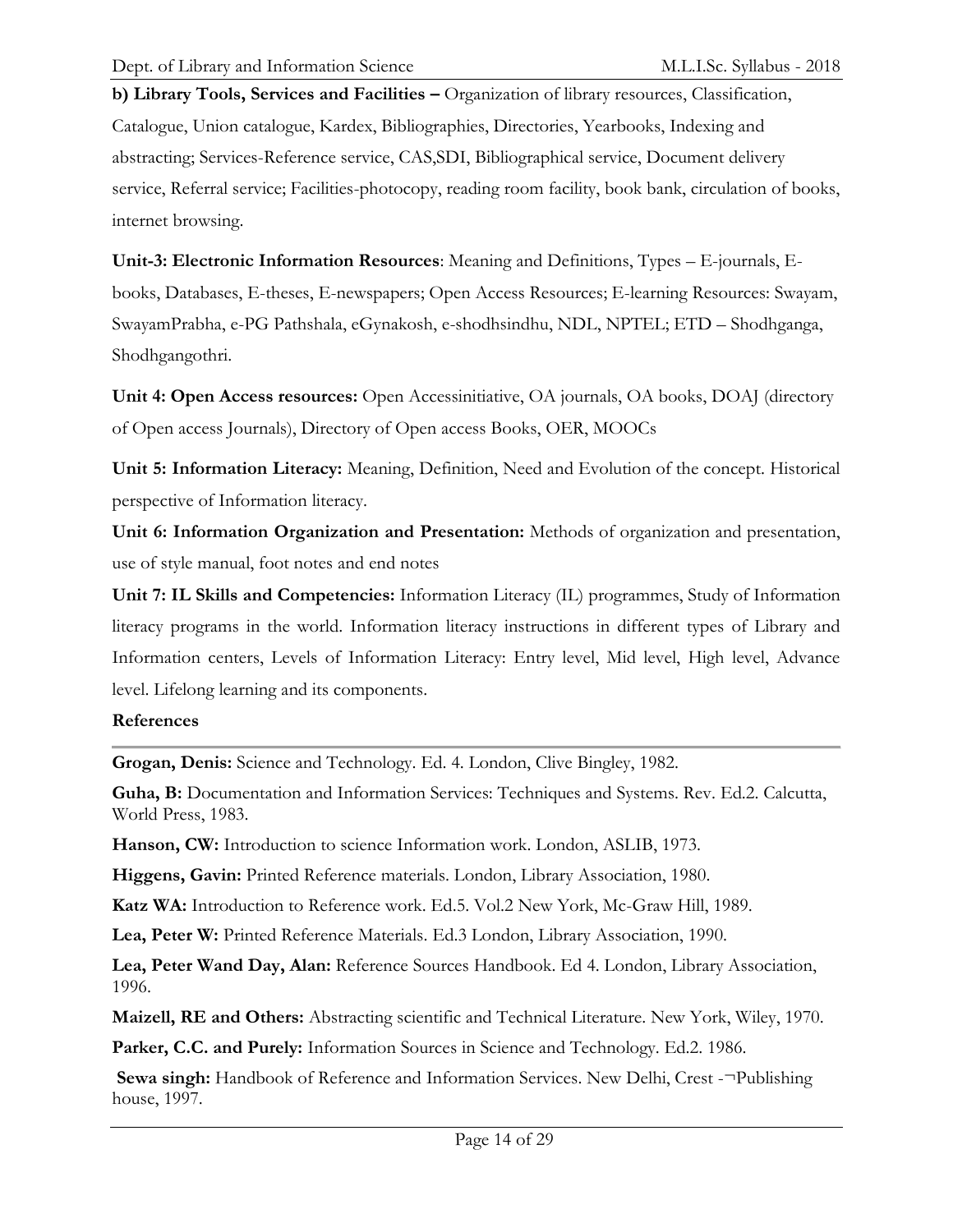**b) Library Tools, Services and Facilities –** Organization of library resources, Classification, Catalogue, Union catalogue, Kardex, Bibliographies, Directories, Yearbooks, Indexing and abstracting; Services-Reference service, CAS,SDI, Bibliographical service, Document delivery service, Referral service; Facilities-photocopy, reading room facility, book bank, circulation of books, internet browsing.

**Unit-3: Electronic Information Resources**: Meaning and Definitions, Types – E-journals, E-books, Databases, E-theses, E-newspapers; Open Access Resources; E-learning Resources: Swayam, SwayamPrabha, e-PG Pathshala, eGynakosh, e-shodhsindhu, NDL, NPTEL; ETD – Shodhganga, Shodhgangothri.

**Unit 4: Open Access resources:** Open Accessinitiative, OA journals, OA books, DOAJ (directory of Open access Journals), Directory of Open access Books, OER, MOOCs

**Unit 5: Information Literacy:** Meaning, Definition, Need and Evolution of the concept. Historical perspective of Information literacy.

**Unit 6: Information Organization and Presentation:** Methods of organization and presentation, use of style manual, foot notes and end notes

**Unit 7: IL Skills and Competencies:** Information Literacy (IL) programmes, Study of Information literacy programs in the world. Information literacy instructions in different types of Library and Information centers, Levels of Information Literacy: Entry level, Mid level, High level, Advance level. Lifelong learning and its components.

**References**

**Grogan, Denis:** Science and Technology. Ed. 4. London, Clive Bingley, 1982.

**Guha, B:** Documentation and Information Services: Techniques and Systems. Rev. Ed.2. Calcutta, World Press, 1983.

**Hanson, CW:** Introduction to science Information work. London, ASLIB, 1973.

**Higgens, Gavin:** Printed Reference materials. London, Library Association, 1980.

**Katz WA:** Introduction to Reference work. Ed.5. Vol.2 New York, Mc-Graw Hill, 1989.

**Lea, Peter W:** Printed Reference Materials. Ed.3 London, Library Association, 1990.

**Lea, Peter Wand Day, Alan:** Reference Sources Handbook. Ed 4. London, Library Association, 1996.

**Maizell, RE and Others:** Abstracting scientific and Technical Literature. New York, Wiley, 1970.

**Parker, C.C. and Purely:** Information Sources in Science and Technology. Ed.2. 1986.

**Sewa singh:** Handbook of Reference and Information Services. New Delhi, Crest -¬Publishing house, 1997.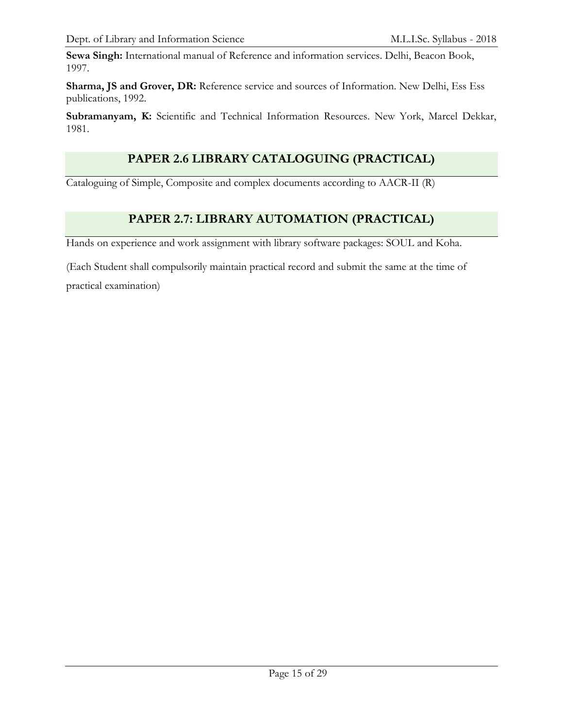**Sewa Singh:** International manual of Reference and information services. Delhi, Beacon Book, 1997.

**Sharma, JS and Grover, DR:** Reference service and sources of Information. New Delhi, Ess Ess publications, 1992.

**Subramanyam, K:** Scientific and Technical Information Resources. New York, Marcel Dekkar, 1981.

## PAPER 2.6 LIBRARY CATALOGUING (PRACTICAL)

Cataloguing of Simple, Composite and complex documents according to AACR-II (R)

## PAPER 2.7: LIBRARY AUTOMATION (PRACTICAL)

Hands on experience and work assignment with library software packages: SOUL and Koha.

(Each Student shall compulsorily maintain practical record and submit the same at the time of practical examination)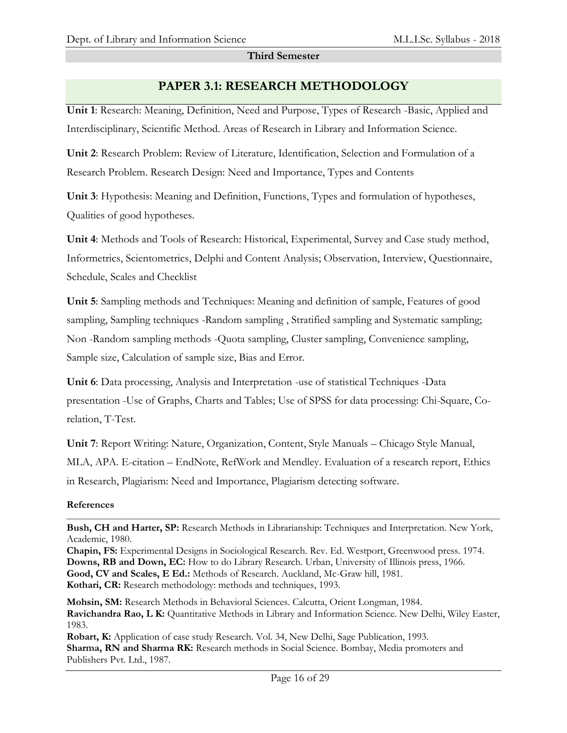**Third Semester**

## PAPER 3.1: RESEARCH METHODOLOGY

**Unit 1**: Research: Meaning, Definition, Need and Purpose, Types of Research -Basic, Applied and Interdisciplinary, Scientific Method. Areas of Research in Library and Information Science.

**Unit 2**: Research Problem: Review of Literature, Identification, Selection and Formulation of a Research Problem. Research Design: Need and Importance, Types and Contents

**Unit 3**: Hypothesis: Meaning and Definition, Functions, Types and formulation of hypotheses, Qualities of good hypotheses.

**Unit 4**: Methods and Tools of Research: Historical, Experimental, Survey and Case study method, Informetrics, Scientometrics, Delphi and Content Analysis; Observation, Interview, Questionnaire, Schedule, Scales and Checklist

**Unit 5**: Sampling methods and Techniques: Meaning and definition of sample, Features of good sampling, Sampling techniques -Random sampling , Stratified sampling and Systematic sampling; Non -Random sampling methods -Quota sampling, Cluster sampling, Convenience sampling, Sample size, Calculation of sample size, Bias and Error.

**Unit 6**: Data processing, Analysis and Interpretation -use of statistical Techniques -Data presentation -Use of Graphs, Charts and Tables; Use of SPSS for data processing: Chi-Square, Co-relation, T-Test.

**Unit 7**: Report Writing: Nature, Organization, Content, Style Manuals – Chicago Style Manual, MLA, APA. E-citation – EndNote, RefWork and Mendley. Evaluation of a research report, Ethics in Research, Plagiarism: Need and Importance, Plagiarism detecting software.

**References**

**Bush, CH and Harter, SP:** Research Methods in Librarianship: Techniques and Interpretation. New York, Academic, 1980.
**Chapin, FS:** Experimental Designs in Sociological Research. Rev. Ed. Westport, Greenwood press. 1974.
**Downs, RB and Down, EC:** How to do Library Research. Urban, University of Illinois press, 1966.
**Good, CV and Scales, E Ed.:** Methods of Research. Auckland, Mc-Graw hill, 1981.
**Kothari, CR:** Research methodology: methods and techniques, 1993.

**Mohsin, SM:** Research Methods in Behavioral Sciences. Calcutta, Orient Longman, 1984.
**Ravichandra Rao, L K:** Quantitative Methods in Library and Information Science. New Delhi, Wiley Easter, 1983.
**Robart, K:** Application of case study Research. Vol. 34, New Delhi, Sage Publication, 1993.
**Sharma, RN and Sharma RK:** Research methods in Social Science. Bombay, Media promoters and Publishers Pvt. Ltd., 1987.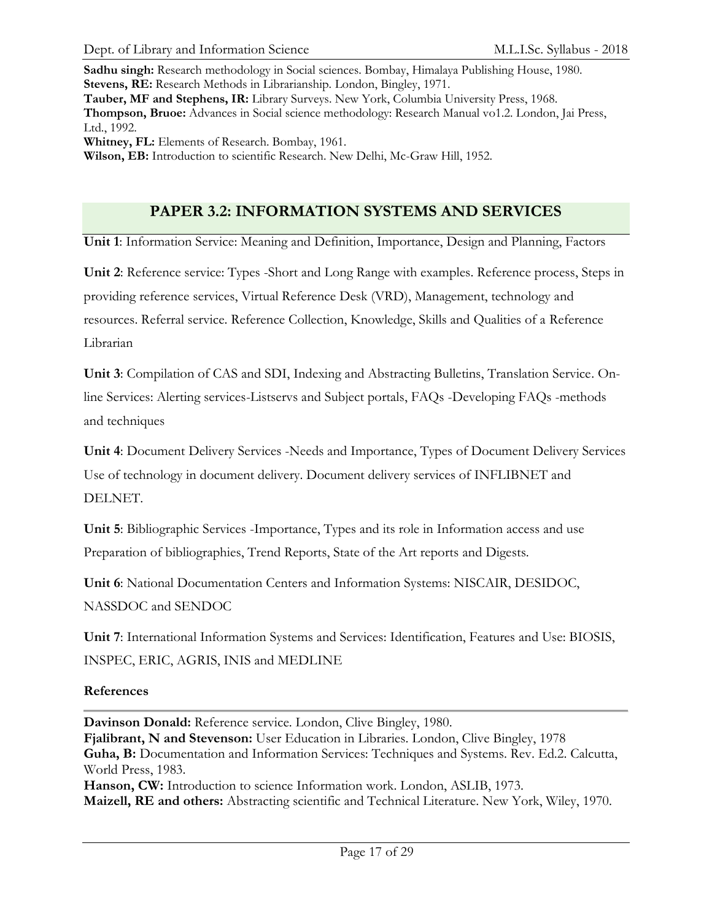**Sadhu singh:** Research methodology in Social sciences. Bombay, Himalaya Publishing House, 1980.
**Stevens, RE:** Research Methods in Librarianship. London, Bingley, 1971.
**Tauber, MF and Stephens, IR:** Library Surveys. New York, Columbia University Press, 1968.
**Thompson, Bruoe:** Advances in Social science methodology: Research Manual vo1.2. London, Jai Press, Ltd., 1992.
**Whitney, FL:** Elements of Research. Bombay, 1961.
**Wilson, EB:** Introduction to scientific Research. New Delhi, Mc-Graw Hill, 1952.

## PAPER 3.2: INFORMATION SYSTEMS AND SERVICES

**Unit 1**: Information Service: Meaning and Definition, Importance, Design and Planning, Factors

**Unit 2**: Reference service: Types -Short and Long Range with examples. Reference process, Steps in providing reference services, Virtual Reference Desk (VRD), Management, technology and resources. Referral service. Reference Collection, Knowledge, Skills and Qualities of a Reference Librarian

**Unit 3**: Compilation of CAS and SDI, Indexing and Abstracting Bulletins, Translation Service. On-line Services: Alerting services-Listservs and Subject portals, FAQs -Developing FAQs -methods and techniques

**Unit 4**: Document Delivery Services -Needs and Importance, Types of Document Delivery Services Use of technology in document delivery. Document delivery services of INFLIBNET and DELNET.

**Unit 5**: Bibliographic Services -Importance, Types and its role in Information access and use Preparation of bibliographies, Trend Reports, State of the Art reports and Digests.

**Unit 6**: National Documentation Centers and Information Systems: NISCAIR, DESIDOC, NASSDOC and SENDOC

**Unit 7**: International Information Systems and Services: Identification, Features and Use: BIOSIS, INSPEC, ERIC, AGRIS, INIS and MEDLINE

### References

**Davinson Donald:** Reference service. London, Clive Bingley, 1980.
**Fjalibrant, N and Stevenson:** User Education in Libraries. London, Clive Bingley, 1978
**Guha, B:** Documentation and Information Services: Techniques and Systems. Rev. Ed.2. Calcutta, World Press, 1983.
**Hanson, CW:** Introduction to science Information work. London, ASLIB, 1973.
**Maizell, RE and others:** Abstracting scientific and Technical Literature. New York, Wiley, 1970.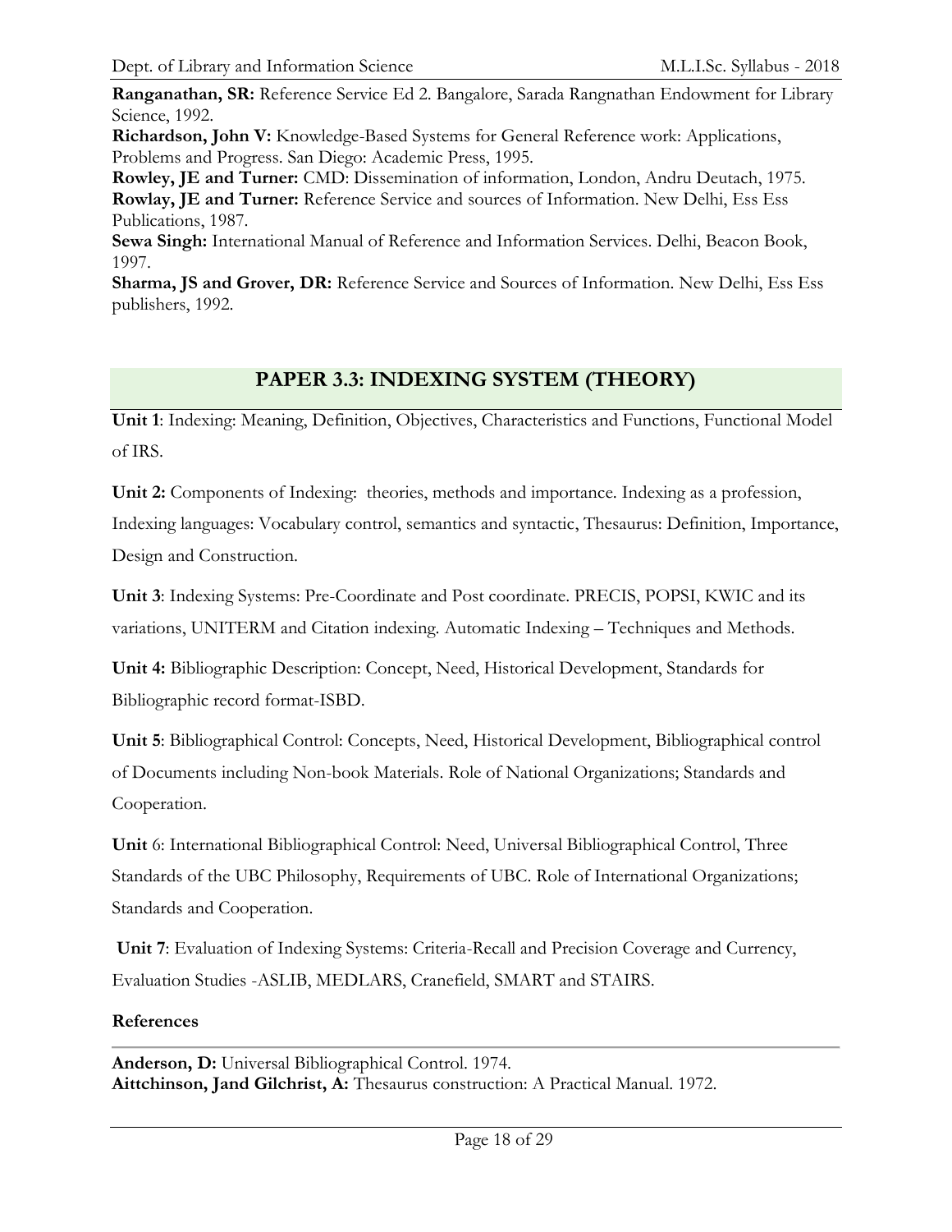**Ranganathan, SR:** Reference Service Ed 2. Bangalore, Sarada Rangnathan Endowment for Library Science, 1992.
**Richardson, John V:** Knowledge-Based Systems for General Reference work: Applications, Problems and Progress. San Diego: Academic Press, 1995.
**Rowley, JE and Turner:** CMD: Dissemination of information, London, Andru Deutach, 1975.
**Rowlay, JE and Turner:** Reference Service and sources of Information. New Delhi, Ess Ess Publications, 1987.
**Sewa Singh:** International Manual of Reference and Information Services. Delhi, Beacon Book, 1997.
**Sharma, JS and Grover, DR:** Reference Service and Sources of Information. New Delhi, Ess Ess publishers, 1992.

## PAPER 3.3: INDEXING SYSTEM (THEORY)

**Unit 1**: Indexing: Meaning, Definition, Objectives, Characteristics and Functions, Functional Model of IRS.

**Unit 2:** Components of Indexing: theories, methods and importance. Indexing as a profession, Indexing languages: Vocabulary control, semantics and syntactic, Thesaurus: Definition, Importance, Design and Construction.

**Unit 3**: Indexing Systems: Pre-Coordinate and Post coordinate. PRECIS, POPSI, KWIC and its variations, UNITERM and Citation indexing. Automatic Indexing – Techniques and Methods.

**Unit 4:** Bibliographic Description: Concept, Need, Historical Development, Standards for Bibliographic record format-ISBD.

**Unit 5**: Bibliographical Control: Concepts, Need, Historical Development, Bibliographical control of Documents including Non-book Materials. Role of National Organizations; Standards and Cooperation.

**Unit** 6: International Bibliographical Control: Need, Universal Bibliographical Control, Three Standards of the UBC Philosophy, Requirements of UBC. Role of International Organizations; Standards and Cooperation.

**Unit 7**: Evaluation of Indexing Systems: Criteria-Recall and Precision Coverage and Currency, Evaluation Studies -ASLIB, MEDLARS, Cranefield, SMART and STAIRS.

**References**

**Anderson, D:** Universal Bibliographical Control. 1974.
**Aittchinson, Jand Gilchrist, A:** Thesaurus construction: A Practical Manual. 1972.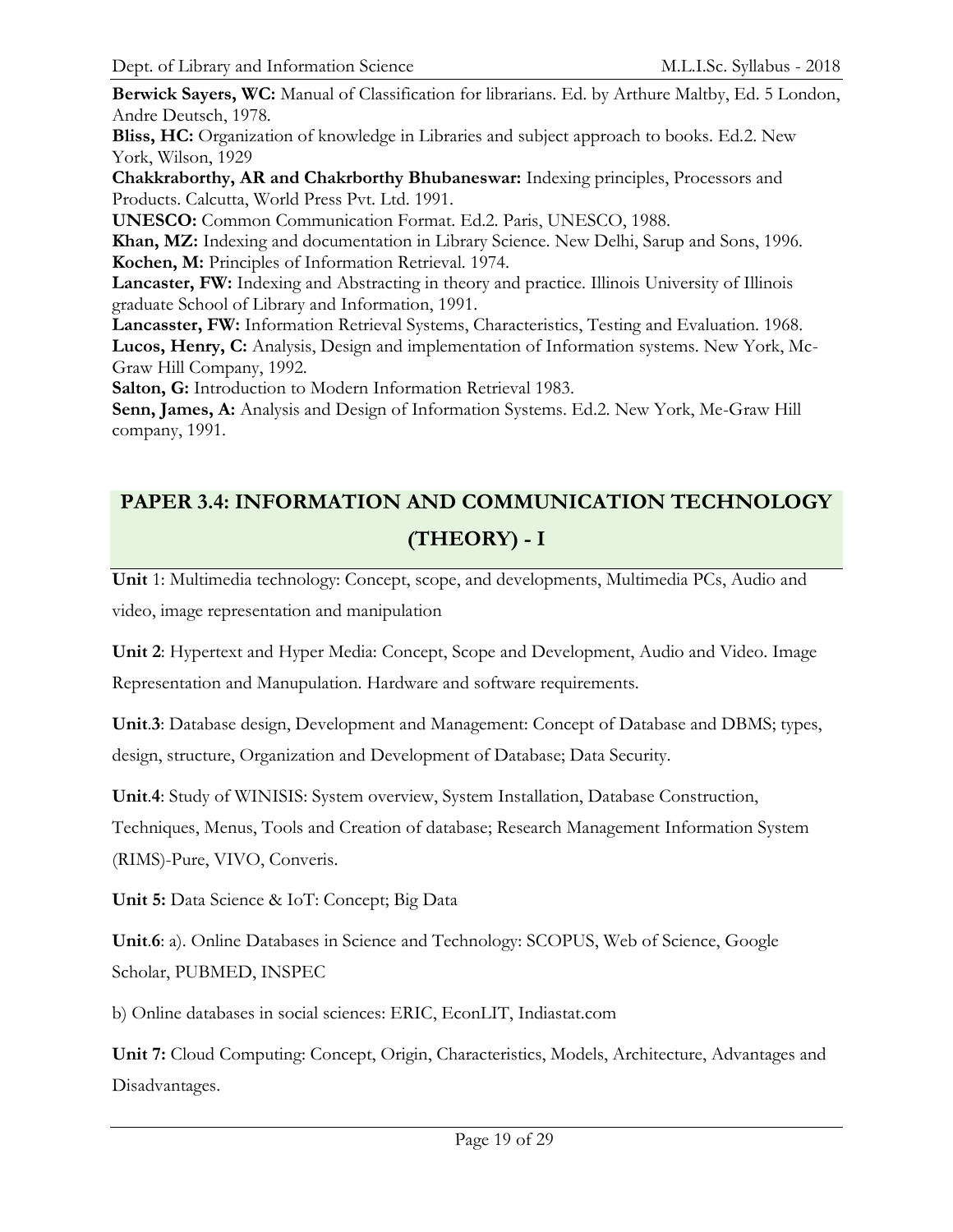**Berwick Sayers, WC:** Manual of Classification for librarians. Ed. by Arthure Maltby, Ed. 5 London, Andre Deutsch, 1978.
**Bliss, HC:** Organization of knowledge in Libraries and subject approach to books. Ed.2. New York, Wilson, 1929
**Chakkraborthy, AR and Chakrborthy Bhubaneswar:** Indexing principles, Processors and Products. Calcutta, World Press Pvt. Ltd. 1991.
**UNESCO:** Common Communication Format. Ed.2. Paris, UNESCO, 1988.
**Khan, MZ:** Indexing and documentation in Library Science. New Delhi, Sarup and Sons, 1996.
**Kochen, M:** Principles of Information Retrieval. 1974.
**Lancaster, FW:** Indexing and Abstracting in theory and practice. Illinois University of Illinois graduate School of Library and Information, 1991.
**Lancasster, FW:** Information Retrieval Systems, Characteristics, Testing and Evaluation. 1968.
**Lucos, Henry, C:** Analysis, Design and implementation of Information systems. New York, Mc-Graw Hill Company, 1992.
**Salton, G:** Introduction to Modern Information Retrieval 1983.
**Senn, James, A:** Analysis and Design of Information Systems. Ed.2. New York, Me-Graw Hill company, 1991.

## PAPER 3.4: INFORMATION AND COMMUNICATION TECHNOLOGY (THEORY) - I

**Unit** 1: Multimedia technology: Concept, scope, and developments, Multimedia PCs, Audio and video, image representation and manipulation

**Unit 2**: Hypertext and Hyper Media: Concept, Scope and Development, Audio and Video. Image Representation and Manupulation. Hardware and software requirements.

**Unit**.**3**: Database design, Development and Management: Concept of Database and DBMS; types, design, structure, Organization and Development of Database; Data Security.

**Unit**.**4**: Study of WINISIS: System overview, System Installation, Database Construction, Techniques, Menus, Tools and Creation of database; Research Management Information System (RIMS)-Pure, VIVO, Converis.

**Unit 5:** Data Science & IoT: Concept; Big Data

**Unit**.**6**: a). Online Databases in Science and Technology: SCOPUS, Web of Science, Google Scholar, PUBMED, INSPEC

b) Online databases in social sciences: ERIC, EconLIT, Indiastat.com

**Unit 7:** Cloud Computing: Concept, Origin, Characteristics, Models, Architecture, Advantages and Disadvantages.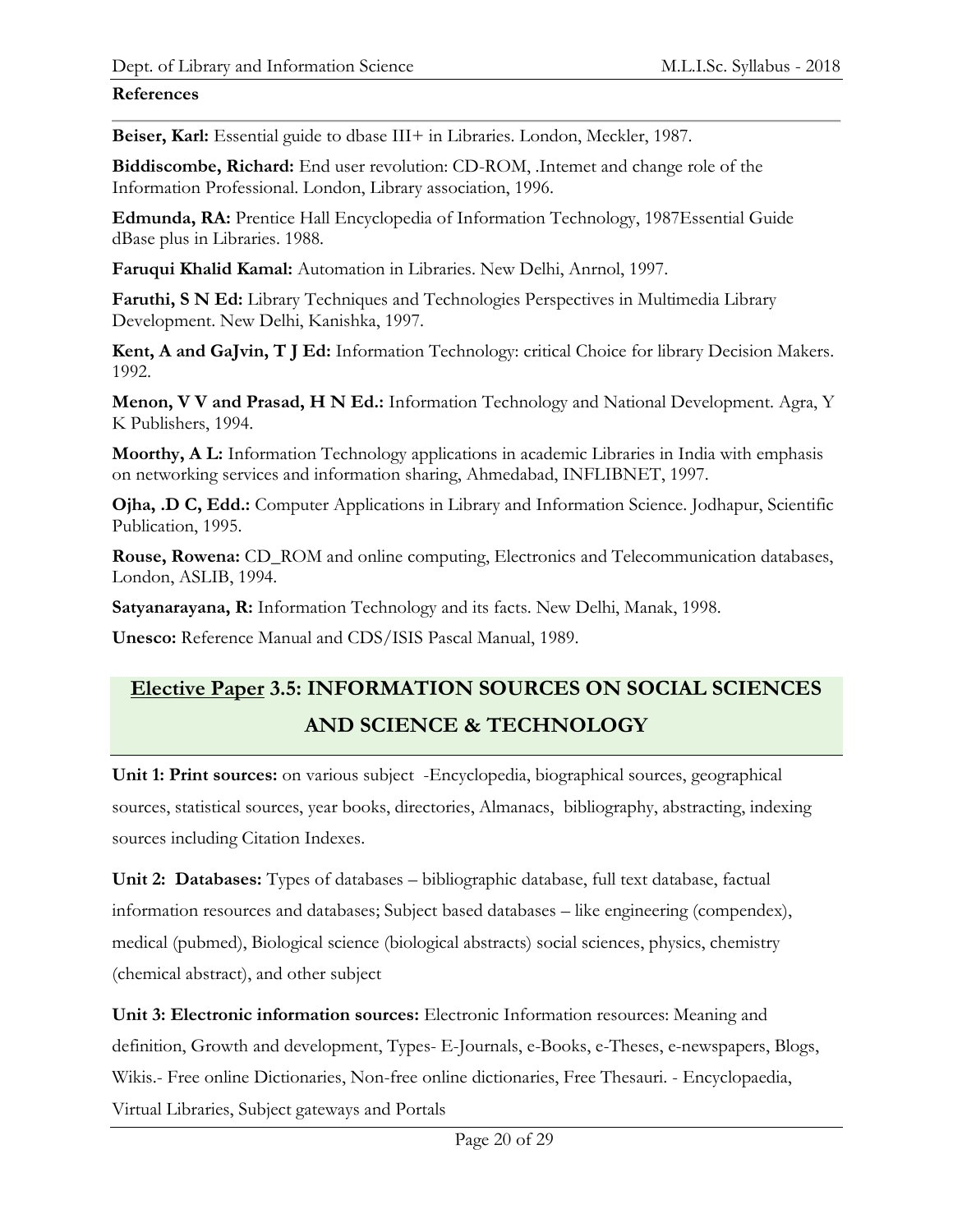**References**

**Beiser, Karl:** Essential guide to dbase III+ in Libraries. London, Meckler, 1987.

**Biddiscombe, Richard:** End user revolution: CD-ROM, .Intemet and change role of the Information Professional. London, Library association, 1996.

**Edmunda, RA:** Prentice Hall Encyclopedia of Information Technology, 1987Essential Guide dBase plus in Libraries. 1988.

**Faruqui Khalid Kamal:** Automation in Libraries. New Delhi, Anrnol, 1997.

**Faruthi, S N Ed:** Library Techniques and Technologies Perspectives in Multimedia Library Development. New Delhi, Kanishka, 1997.

**Kent, A and GaJvin, T J Ed:** Information Technology: critical Choice for library Decision Makers. 1992.

**Menon, V V and Prasad, H N Ed.:** Information Technology and National Development. Agra, Y K Publishers, 1994.

**Moorthy, A L:** Information Technology applications in academic Libraries in India with emphasis on networking services and information sharing, Ahmedabad, INFLIBNET, 1997.

**Ojha, .D C, Edd.:** Computer Applications in Library and Information Science. Jodhapur, Scientific Publication, 1995.

**Rouse, Rowena:** CD_ROM and online computing, Electronics and Telecommunication databases, London, ASLIB, 1994.

**Satyanarayana, R:** Information Technology and its facts. New Delhi, Manak, 1998.

**Unesco:** Reference Manual and CDS/ISIS Pascal Manual, 1989.

## Elective Paper 3.5: INFORMATION SOURCES ON SOCIAL SCIENCES AND SCIENCE & TECHNOLOGY

**Unit 1: Print sources:** on various subject -Encyclopedia, biographical sources, geographical sources, statistical sources, year books, directories, Almanacs, bibliography, abstracting, indexing sources including Citation Indexes.

**Unit 2: Databases:** Types of databases – bibliographic database, full text database, factual information resources and databases; Subject based databases – like engineering (compendex), medical (pubmed), Biological science (biological abstracts) social sciences, physics, chemistry (chemical abstract), and other subject

**Unit 3: Electronic information sources:** Electronic Information resources: Meaning and definition, Growth and development, Types- E-Journals, e-Books, e-Theses, e-newspapers, Blogs, Wikis.- Free online Dictionaries, Non-free online dictionaries, Free Thesauri. - Encyclopaedia, Virtual Libraries, Subject gateways and Portals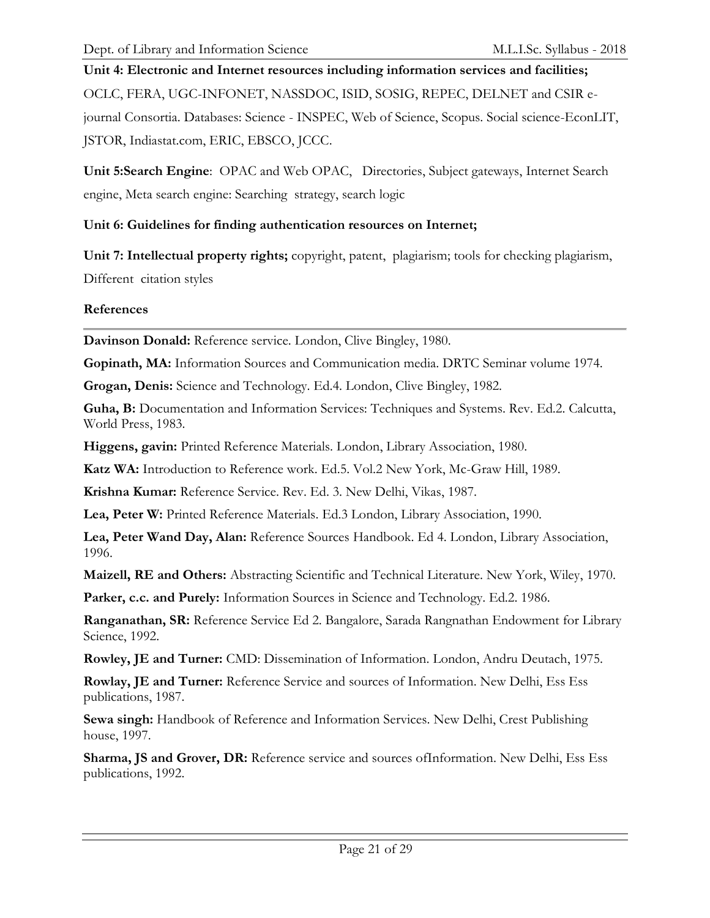**Unit 4: Electronic and Internet resources including information services and facilities;** OCLC, FERA, UGC-INFONET, NASSDOC, ISID, SOSIG, REPEC, DELNET and CSIR e-journal Consortia. Databases: Science - INSPEC, Web of Science, Scopus. Social science-EconLIT, JSTOR, Indiastat.com, ERIC, EBSCO, JCCC.

**Unit 5:Search Engine**: OPAC and Web OPAC, Directories, Subject gateways, Internet Search engine, Meta search engine: Searching strategy, search logic

**Unit 6: Guidelines for finding authentication resources on Internet;**

**Unit 7: Intellectual property rights;** copyright, patent, plagiarism; tools for checking plagiarism, Different citation styles

**References**

---

**Davinson Donald:** Reference service. London, Clive Bingley, 1980.

**Gopinath, MA:** Information Sources and Communication media. DRTC Seminar volume 1974.

**Grogan, Denis:** Science and Technology. Ed.4. London, Clive Bingley, 1982.

**Guha, B:** Documentation and Information Services: Techniques and Systems. Rev. Ed.2. Calcutta, World Press, 1983.

**Higgens, gavin:** Printed Reference Materials. London, Library Association, 1980.

**Katz WA:** Introduction to Reference work. Ed.5. Vol.2 New York, Mc-Graw Hill, 1989.

**Krishna Kumar:** Reference Service. Rev. Ed. 3. New Delhi, Vikas, 1987.

**Lea, Peter W:** Printed Reference Materials. Ed.3 London, Library Association, 1990.

**Lea, Peter Wand Day, Alan:** Reference Sources Handbook. Ed 4. London, Library Association, 1996.

**Maizell, RE and Others:** Abstracting Scientific and Technical Literature. New York, Wiley, 1970.

**Parker, c.c. and Purely:** Information Sources in Science and Technology. Ed.2. 1986.

**Ranganathan, SR:** Reference Service Ed 2. Bangalore, Sarada Rangnathan Endowment for Library Science, 1992.

**Rowley, JE and Turner:** CMD: Dissemination of Information. London, Andru Deutach, 1975.

**Rowlay, JE and Turner:** Reference Service and sources of Information. New Delhi, Ess Ess publications, 1987.

**Sewa singh:** Handbook of Reference and Information Services. New Delhi, Crest Publishing house, 1997.

**Sharma, JS and Grover, DR:** Reference service and sources ofInformation. New Delhi, Ess Ess publications, 1992.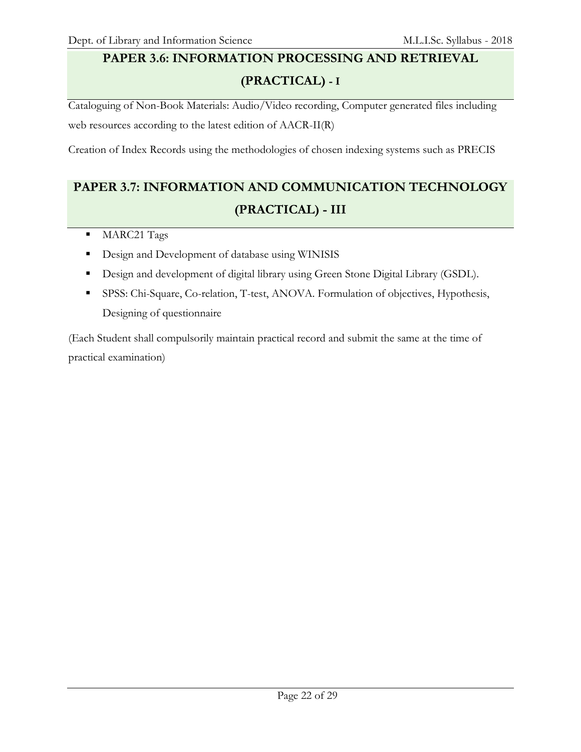## PAPER 3.6: INFORMATION PROCESSING AND RETRIEVAL (PRACTICAL) - I

Cataloguing of Non-Book Materials: Audio/Video recording, Computer generated files including web resources according to the latest edition of AACR-II(R)

Creation of Index Records using the methodologies of chosen indexing systems such as PRECIS

## PAPER 3.7: INFORMATION AND COMMUNICATION TECHNOLOGY (PRACTICAL) - III

- MARC21 Tags
- Design and Development of database using WINISIS
- Design and development of digital library using Green Stone Digital Library (GSDL).
- SPSS: Chi-Square, Co-relation, T-test, ANOVA. Formulation of objectives, Hypothesis, Designing of questionnaire

(Each Student shall compulsorily maintain practical record and submit the same at the time of practical examination)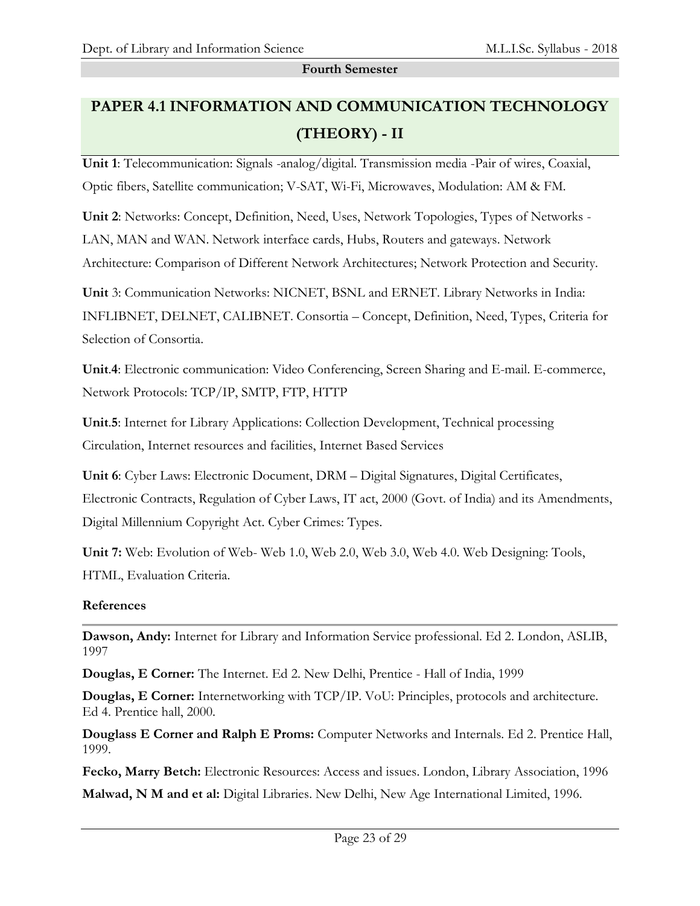**Fourth Semester**

# PAPER 4.1 INFORMATION AND COMMUNICATION TECHNOLOGY (THEORY) - II

**Unit 1**: Telecommunication: Signals -analog/digital. Transmission media -Pair of wires, Coaxial, Optic fibers, Satellite communication; V-SAT, Wi-Fi, Microwaves, Modulation: AM & FM.

**Unit 2**: Networks: Concept, Definition, Need, Uses, Network Topologies, Types of Networks - LAN, MAN and WAN. Network interface cards, Hubs, Routers and gateways. Network Architecture: Comparison of Different Network Architectures; Network Protection and Security.

**Unit** 3: Communication Networks: NICNET, BSNL and ERNET. Library Networks in India: INFLIBNET, DELNET, CALIBNET. Consortia – Concept, Definition, Need, Types, Criteria for Selection of Consortia.

**Unit**.**4**: Electronic communication: Video Conferencing, Screen Sharing and E-mail. E-commerce, Network Protocols: TCP/IP, SMTP, FTP, HTTP

**Unit**.**5**: Internet for Library Applications: Collection Development, Technical processing Circulation, Internet resources and facilities, Internet Based Services

**Unit 6**: Cyber Laws: Electronic Document, DRM – Digital Signatures, Digital Certificates, Electronic Contracts, Regulation of Cyber Laws, IT act, 2000 (Govt. of India) and its Amendments, Digital Millennium Copyright Act. Cyber Crimes: Types.

**Unit 7:** Web: Evolution of Web- Web 1.0, Web 2.0, Web 3.0, Web 4.0. Web Designing: Tools, HTML, Evaluation Criteria.

### References

**Dawson, Andy:** Internet for Library and Information Service professional. Ed 2. London, ASLIB, 1997

**Douglas, E Corner:** The Internet. Ed 2. New Delhi, Prentice - Hall of India, 1999

**Douglas, E Corner:** Internetworking with TCP/IP. VoU: Principles, protocols and architecture. Ed 4. Prentice hall, 2000.

**Douglass E Corner and Ralph E Proms:** Computer Networks and Internals. Ed 2. Prentice Hall, 1999.

**Fecko, Marry Betch:** Electronic Resources: Access and issues. London, Library Association, 1996

**Malwad, N M and et al:** Digital Libraries. New Delhi, New Age International Limited, 1996.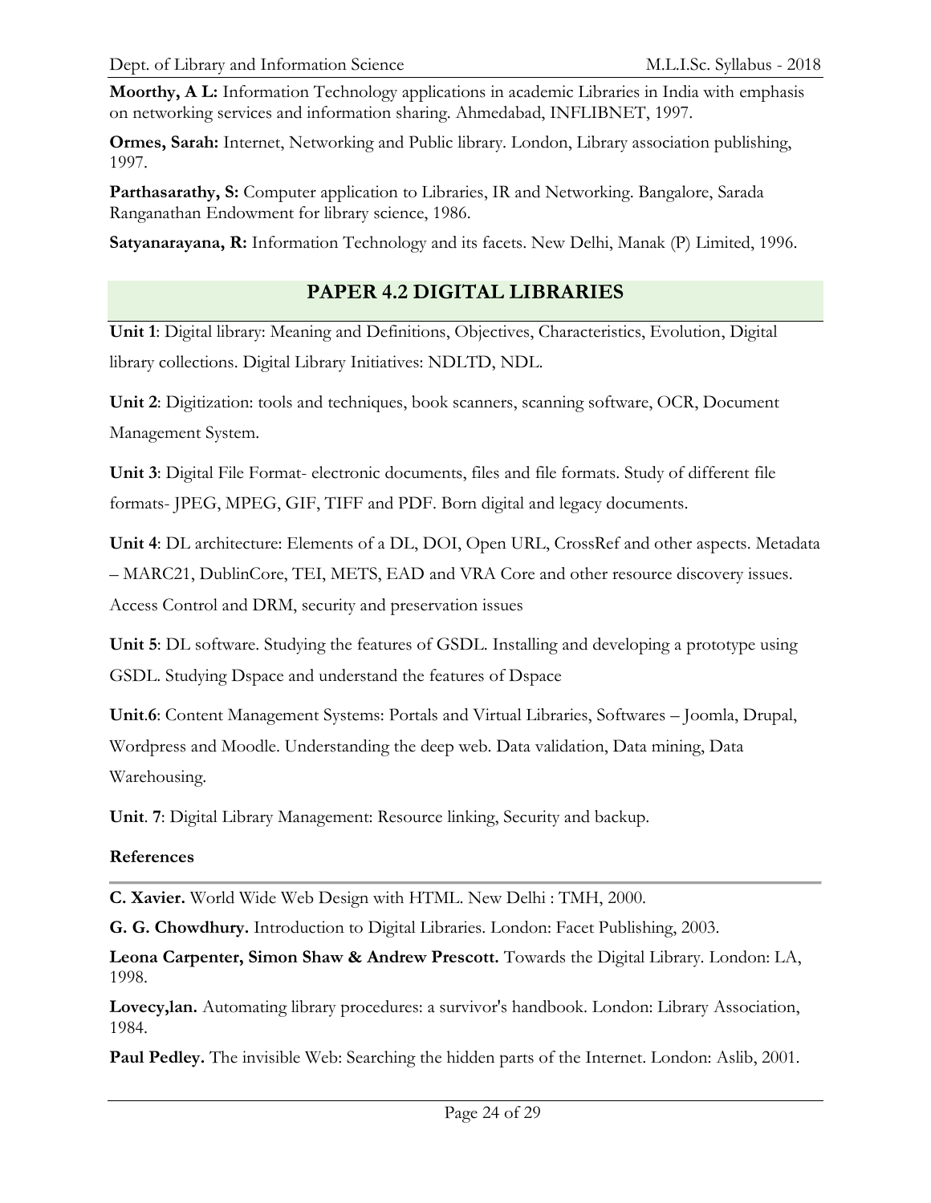**Moorthy, A L:** Information Technology applications in academic Libraries in India with emphasis on networking services and information sharing. Ahmedabad, INFLIBNET, 1997.

**Ormes, Sarah:** Internet, Networking and Public library. London, Library association publishing, 1997.

**Parthasarathy, S:** Computer application to Libraries, IR and Networking. Bangalore, Sarada Ranganathan Endowment for library science, 1986.

**Satyanarayana, R:** Information Technology and its facets. New Delhi, Manak (P) Limited, 1996.

## PAPER 4.2 DIGITAL LIBRARIES

**Unit 1**: Digital library: Meaning and Definitions, Objectives, Characteristics, Evolution, Digital library collections. Digital Library Initiatives: NDLTD, NDL.

**Unit 2**: Digitization: tools and techniques, book scanners, scanning software, OCR, Document Management System.

**Unit 3**: Digital File Format- electronic documents, files and file formats. Study of different file formats- JPEG, MPEG, GIF, TIFF and PDF. Born digital and legacy documents.

**Unit 4**: DL architecture: Elements of a DL, DOI, Open URL, CrossRef and other aspects. Metadata – MARC21, DublinCore, TEI, METS, EAD and VRA Core and other resource discovery issues. Access Control and DRM, security and preservation issues

**Unit 5**: DL software. Studying the features of GSDL. Installing and developing a prototype using GSDL. Studying Dspace and understand the features of Dspace

**Unit.6**: Content Management Systems: Portals and Virtual Libraries, Softwares – Joomla, Drupal, Wordpress and Moodle. Understanding the deep web. Data validation, Data mining, Data Warehousing.

**Unit. 7**: Digital Library Management: Resource linking, Security and backup.

### References

**C. Xavier.** World Wide Web Design with HTML. New Delhi : TMH, 2000.

**G. G. Chowdhury.** Introduction to Digital Libraries. London: Facet Publishing, 2003.

**Leona Carpenter, Simon Shaw & Andrew Prescott.** Towards the Digital Library. London: LA, 1998.

**Lovecy,lan.** Automating library procedures: a survivor's handbook. London: Library Association, 1984.

**Paul Pedley.** The invisible Web: Searching the hidden parts of the Internet. London: Aslib, 2001.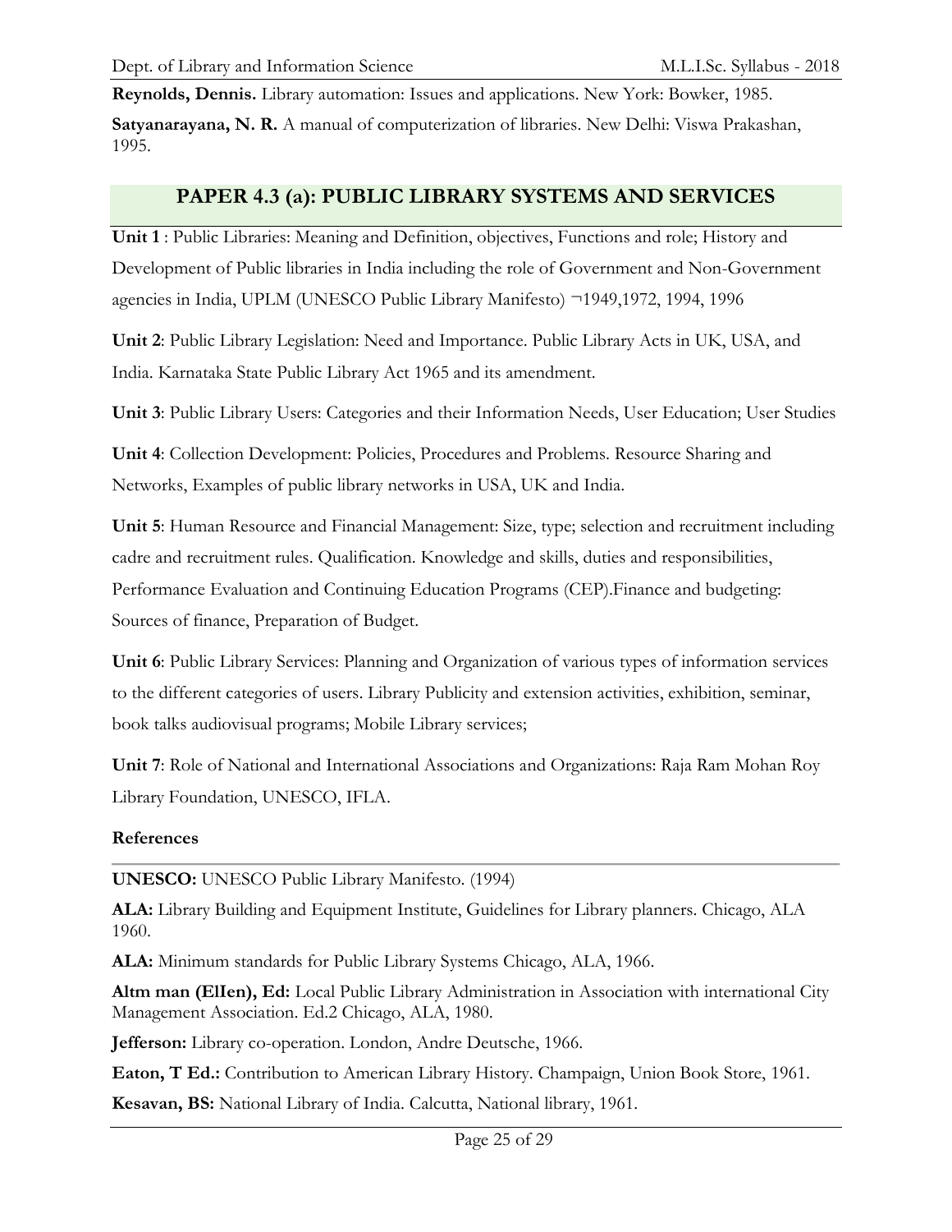**Reynolds, Dennis.** Library automation: Issues and applications. New York: Bowker, 1985.

**Satyanarayana, N. R.** A manual of computerization of libraries. New Delhi: Viswa Prakashan, 1995.

## PAPER 4.3 (a): PUBLIC LIBRARY SYSTEMS AND SERVICES

**Unit 1** : Public Libraries: Meaning and Definition, objectives, Functions and role; History and Development of Public libraries in India including the role of Government and Non-Government agencies in India, UPLM (UNESCO Public Library Manifesto) ¬1949,1972, 1994, 1996

**Unit 2**: Public Library Legislation: Need and Importance. Public Library Acts in UK, USA, and India. Karnataka State Public Library Act 1965 and its amendment.

**Unit 3**: Public Library Users: Categories and their Information Needs, User Education; User Studies

**Unit 4**: Collection Development: Policies, Procedures and Problems. Resource Sharing and Networks, Examples of public library networks in USA, UK and India.

**Unit 5**: Human Resource and Financial Management: Size, type; selection and recruitment including cadre and recruitment rules. Qualification. Knowledge and skills, duties and responsibilities, Performance Evaluation and Continuing Education Programs (CEP).Finance and budgeting: Sources of finance, Preparation of Budget.

**Unit 6**: Public Library Services: Planning and Organization of various types of information services to the different categories of users. Library Publicity and extension activities, exhibition, seminar, book talks audiovisual programs; Mobile Library services;

**Unit 7**: Role of National and International Associations and Organizations: Raja Ram Mohan Roy Library Foundation, UNESCO, IFLA.

**References**

**UNESCO:** UNESCO Public Library Manifesto. (1994)

**ALA:** Library Building and Equipment Institute, Guidelines for Library planners. Chicago, ALA 1960.

**ALA:** Minimum standards for Public Library Systems Chicago, ALA, 1966.

**Altm man (EIIen), Ed:** Local Public Library Administration in Association with international City Management Association. Ed.2 Chicago, ALA, 1980.

**Jefferson:** Library co-operation. London, Andre Deutsche, 1966.

**Eaton, T Ed.:** Contribution to American Library History. Champaign, Union Book Store, 1961.

**Kesavan, BS:** National Library of India. Calcutta, National library, 1961.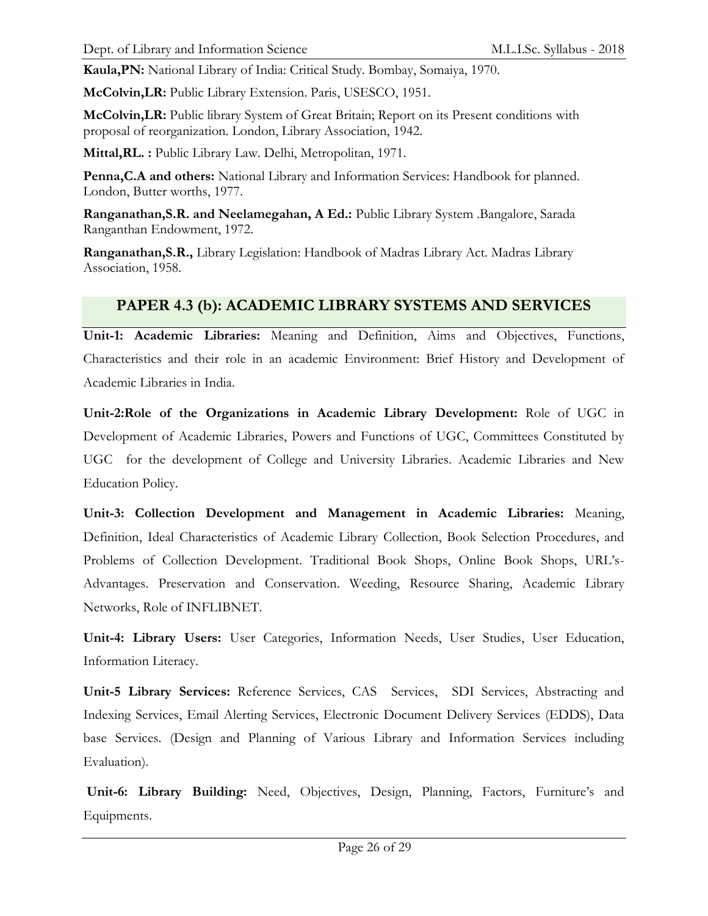**Kaula,PN:** National Library of India: Critical Study. Bombay, Somaiya, 1970.

**McColvin,LR:** Public Library Extension. Paris, USESCO, 1951.

**McColvin,LR:** Public library System of Great Britain; Report on its Present conditions with proposal of reorganization. London, Library Association, 1942.

**Mittal,RL. :** Public Library Law. Delhi, Metropolitan, 1971.

**Penna,C.A and others:** National Library and Information Services: Handbook for planned. London, Butter worths, 1977.

**Ranganathan,S.R. and Neelamegahan, A Ed.:** Public Library System .Bangalore, Sarada Ranganthan Endowment, 1972.

**Ranganathan,S.R.,** Library Legislation: Handbook of Madras Library Act. Madras Library Association, 1958.

## PAPER 4.3 (b): ACADEMIC LIBRARY SYSTEMS AND SERVICES

**Unit-1: Academic Libraries:** Meaning and Definition, Aims and Objectives, Functions, Characteristics and their role in an academic Environment: Brief History and Development of Academic Libraries in India.

**Unit-2:Role of the Organizations in Academic Library Development:** Role of UGC in Development of Academic Libraries, Powers and Functions of UGC, Committees Constituted by UGC for the development of College and University Libraries. Academic Libraries and New Education Policy.

**Unit-3: Collection Development and Management in Academic Libraries:** Meaning, Definition, Ideal Characteristics of Academic Library Collection, Book Selection Procedures, and Problems of Collection Development. Traditional Book Shops, Online Book Shops, URL's-Advantages. Preservation and Conservation. Weeding, Resource Sharing, Academic Library Networks, Role of INFLIBNET.

**Unit-4: Library Users:** User Categories, Information Needs, User Studies, User Education, Information Literacy.

**Unit-5 Library Services:** Reference Services, CAS Services, SDI Services, Abstracting and Indexing Services, Email Alerting Services, Electronic Document Delivery Services (EDDS), Data base Services. (Design and Planning of Various Library and Information Services including Evaluation).

**Unit-6: Library Building:** Need, Objectives, Design, Planning, Factors, Furniture's and Equipments.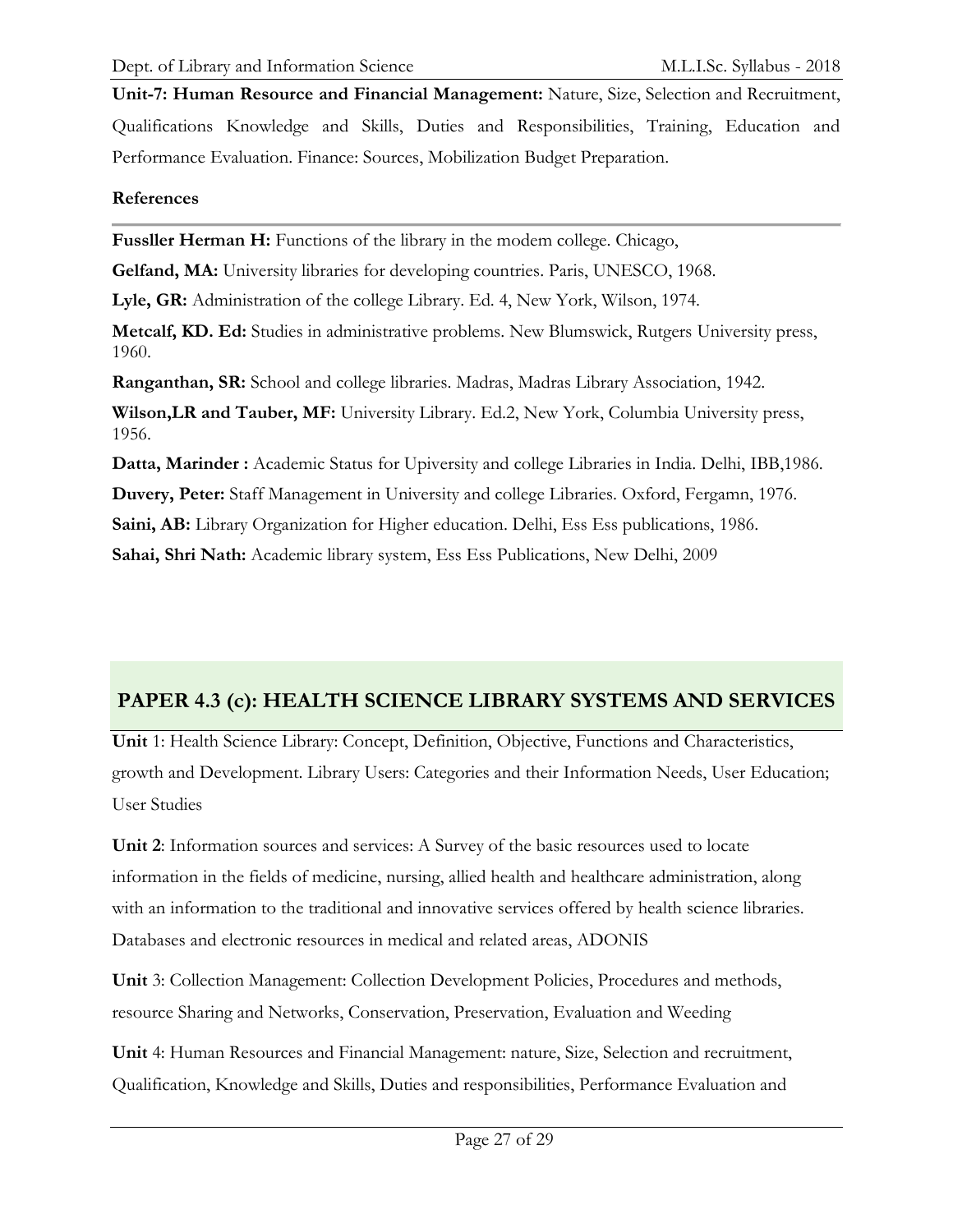**Unit-7: Human Resource and Financial Management:** Nature, Size, Selection and Recruitment, Qualifications Knowledge and Skills, Duties and Responsibilities, Training, Education and Performance Evaluation. Finance: Sources, Mobilization Budget Preparation.

**References**

**Fussller Herman H:** Functions of the library in the modem college. Chicago,

**Gelfand, MA:** University libraries for developing countries. Paris, UNESCO, 1968.

**Lyle, GR:** Administration of the college Library. Ed. 4, New York, Wilson, 1974.

**Metcalf, KD. Ed:** Studies in administrative problems. New Blumswick, Rutgers University press, 1960.

**Ranganthan, SR:** School and college libraries. Madras, Madras Library Association, 1942.

**Wilson,LR and Tauber, MF:** University Library. Ed.2, New York, Columbia University press, 1956.

**Datta, Marinder :** Academic Status for Upiversity and college Libraries in India. Delhi, IBB,1986.

**Duvery, Peter:** Staff Management in University and college Libraries. Oxford, Fergamn, 1976.

**Saini, AB:** Library Organization for Higher education. Delhi, Ess Ess publications, 1986.

**Sahai, Shri Nath:** Academic library system, Ess Ess Publications, New Delhi, 2009

## PAPER 4.3 (c): HEALTH SCIENCE LIBRARY SYSTEMS AND SERVICES

**Unit** 1: Health Science Library: Concept, Definition, Objective, Functions and Characteristics, growth and Development. Library Users: Categories and their Information Needs, User Education; User Studies

**Unit 2**: Information sources and services: A Survey of the basic resources used to locate information in the fields of medicine, nursing, allied health and healthcare administration, along with an information to the traditional and innovative services offered by health science libraries. Databases and electronic resources in medical and related areas, ADONIS

**Unit** 3: Collection Management: Collection Development Policies, Procedures and methods, resource Sharing and Networks, Conservation, Preservation, Evaluation and Weeding

**Unit** 4: Human Resources and Financial Management: nature, Size, Selection and recruitment, Qualification, Knowledge and Skills, Duties and responsibilities, Performance Evaluation and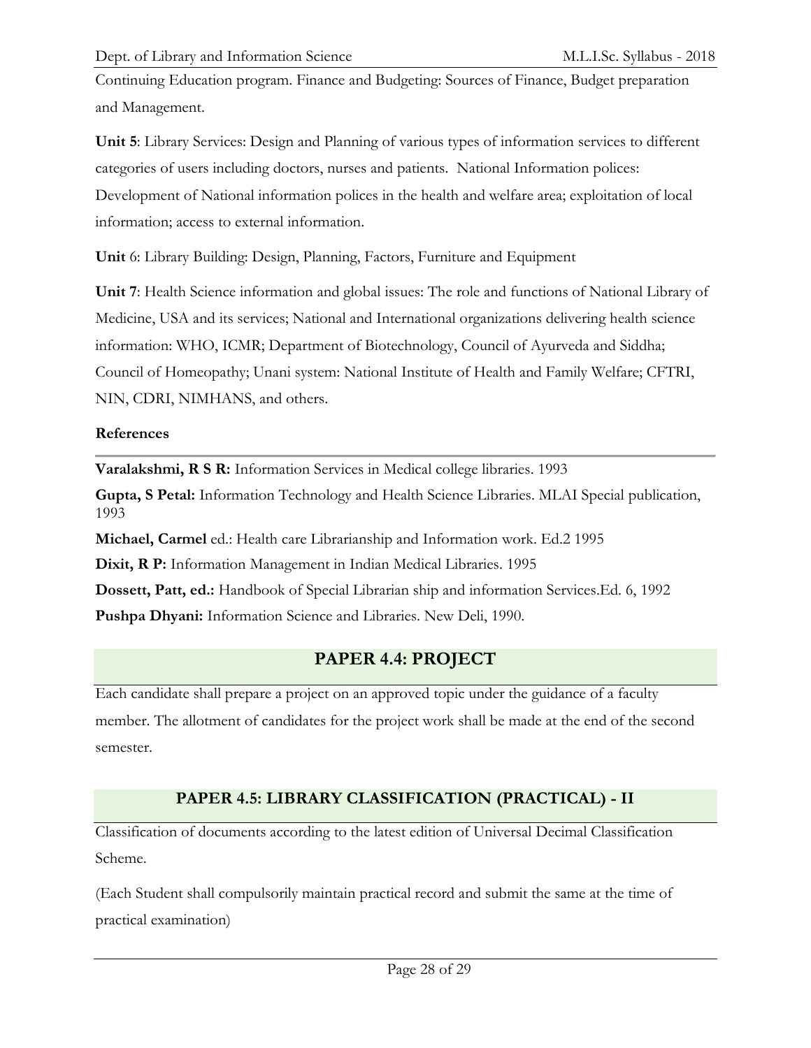Continuing Education program. Finance and Budgeting: Sources of Finance, Budget preparation and Management.

**Unit 5**: Library Services: Design and Planning of various types of information services to different categories of users including doctors, nurses and patients. National Information polices: Development of National information polices in the health and welfare area; exploitation of local information; access to external information.

**Unit** 6: Library Building: Design, Planning, Factors, Furniture and Equipment

**Unit 7**: Health Science information and global issues: The role and functions of National Library of Medicine, USA and its services; National and International organizations delivering health science information: WHO, ICMR; Department of Biotechnology, Council of Ayurveda and Siddha; Council of Homeopathy; Unani system: National Institute of Health and Family Welfare; CFTRI, NIN, CDRI, NIMHANS, and others.

**References**

**Varalakshmi, R S R:** Information Services in Medical college libraries. 1993

**Gupta, S Petal:** Information Technology and Health Science Libraries. MLAI Special publication, 1993

**Michael, Carmel** ed.: Health care Librarianship and Information work. Ed.2 1995

**Dixit, R P:** Information Management in Indian Medical Libraries. 1995

**Dossett, Patt, ed.:** Handbook of Special Librarian ship and information Services.Ed. 6, 1992

**Pushpa Dhyani:** Information Science and Libraries. New Deli, 1990.

## PAPER 4.4: PROJECT

Each candidate shall prepare a project on an approved topic under the guidance of a faculty member. The allotment of candidates for the project work shall be made at the end of the second semester.

## PAPER 4.5: LIBRARY CLASSIFICATION (PRACTICAL) - II

Classification of documents according to the latest edition of Universal Decimal Classification Scheme.

(Each Student shall compulsorily maintain practical record and submit the same at the time of practical examination)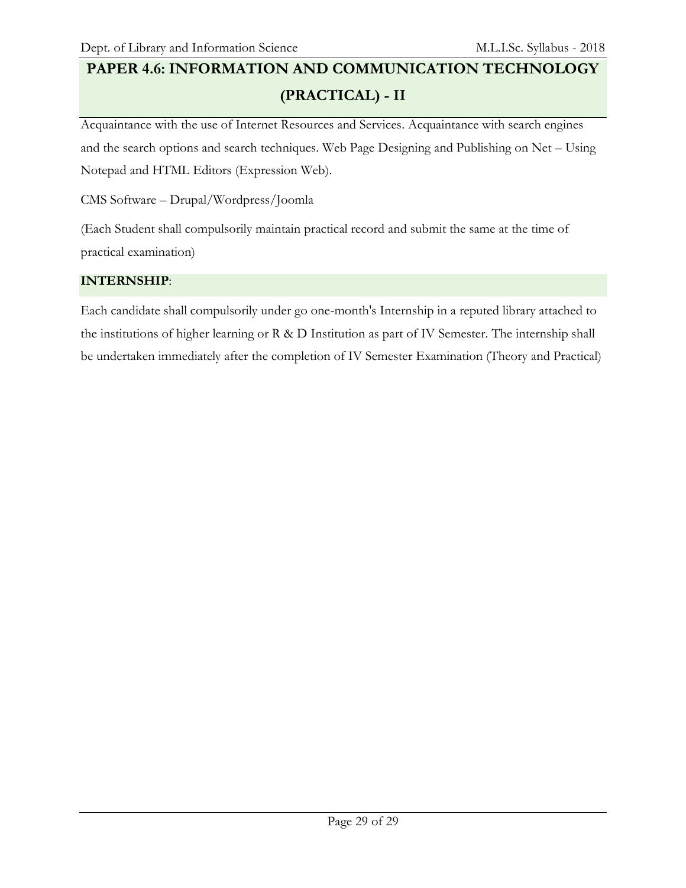## PAPER 4.6: INFORMATION AND COMMUNICATION TECHNOLOGY (PRACTICAL) - II

Acquaintance with the use of Internet Resources and Services. Acquaintance with search engines and the search options and search techniques. Web Page Designing and Publishing on Net – Using Notepad and HTML Editors (Expression Web).

CMS Software – Drupal/Wordpress/Joomla

(Each Student shall compulsorily maintain practical record and submit the same at the time of practical examination)

**INTERNSHIP**:

Each candidate shall compulsorily under go one-month's Internship in a reputed library attached to the institutions of higher learning or R & D Institution as part of IV Semester. The internship shall be undertaken immediately after the completion of IV Semester Examination (Theory and Practical)